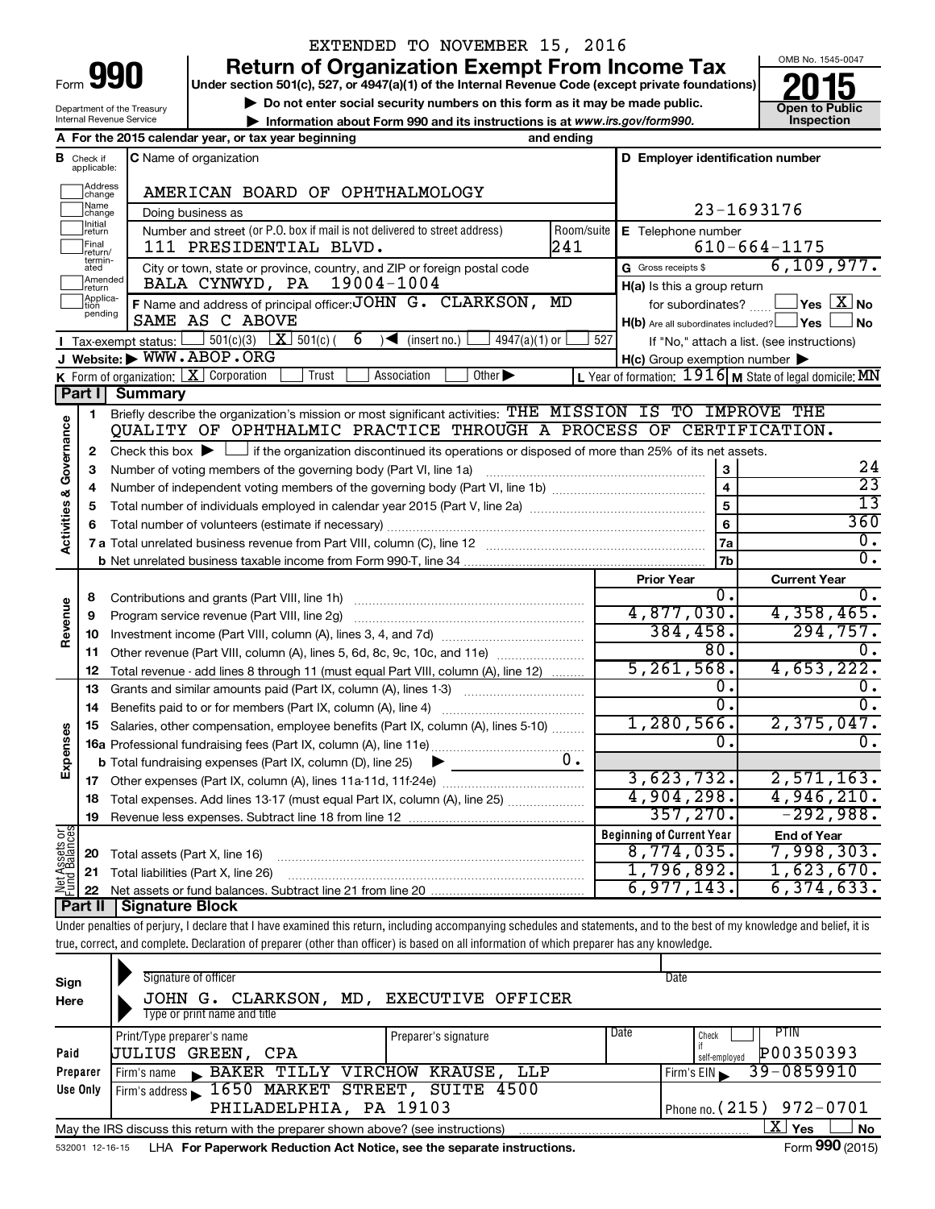EXTENDED TO NOVEMBER 15, 2016

# Form 990 — Return of Organization Exempt From Income Tax (2015)

Under section 501(c), 527, or 4947(a)(1) of the Internal Revenue Code (except private foundations)

▶ Do not enter social security numbers on this form as it may be made public.

▶ Information about Form 990 and its instructions is at www.irs.gov/form990.

Department of the Treasury, Internal Revenue Service

OMB No. 1545-0047 | Open to Public Inspection

**A** For the 2015 calendar year, or tax year beginning and ending

**B** Check if applicable: Address change, Name change, Initial return, Final return/terminated, Amended return, Application pending

**C** Name of organization: AMERICAN BOARD OF OPHTHALMOLOGY

Doing business as

Number and street (or P.O. box if mail is not delivered to street address): 111 PRESIDENTIAL BLVD. Room/suite: 241

City or town, state or province, country, and ZIP or foreign postal code: BALA CYNWYD, PA 19004-1004

**D** Employer identification number: 23-1693176

**E** Telephone number: 610-664-1175

**G** Gross receipts $ 6,109,977.

**F** Name and address of principal officer: JOHN G. CLARKSON, MD SAME AS C ABOVE

**H(a)** Is this a group return for subordinates? Yes [ ] No [X]

**H(b)** Are all subordinates included? Yes [ ] No [ ] If "No," attach a list. (see instructions)

**H(c)** Group exemption number ▶

**I** Tax-exempt status: [ ] 501(c)(3) [X] 501(c) ( 6 ) ◀ (insert no.) [ ] 4947(a)(1) or [ ] 527

**J** Website: ▶ WWW.ABOP.ORG

**K** Form of organization: [X] Corporation [ ] Trust [ ] Association [ ] Other ▶

**L** Year of formation: 1916 **M** State of legal domicile: MN

## Part I Summary

**Activities & Governance**

1 Briefly describe the organization's mission or most significant activities: THE MISSION IS TO IMPROVE THE QUALITY OF OPHTHALMIC PRACTICE THROUGH A PROCESS OF CERTIFICATION.

2 Check this box ▶ [ ] if the organization discontinued its operations or disposed of more than 25% of its net assets.

| Line | Description | | Value |
|---|---|---|---|
| 3 | Number of voting members of the governing body (Part VI, line 1a) | 3 | 24 |
| 4 | Number of independent voting members of the governing body (Part VI, line 1b) | 4 | 23 |
| 5 | Total number of individuals employed in calendar year 2015 (Part V, line 2a) | 5 | 13 |
| 6 | Total number of volunteers (estimate if necessary) | 6 | 360 |
| 7a | Total unrelated business revenue from Part VIII, column (C), line 12 | 7a | 0. |
| 7b | Net unrelated business taxable income from Form 990-T, line 34 | 7b | 0. |

| Line | Description | Prior Year | Current Year |
|---|---|---|---|
| **Revenue** | | | |
| 8 | Contributions and grants (Part VIII, line 1h) | 0. | 0. |
| 9 | Program service revenue (Part VIII, line 2g) | 4,877,030. | 4,358,465. |
| 10 | Investment income (Part VIII, column (A), lines 3, 4, and 7d) | 384,458. | 294,757. |
| 11 | Other revenue (Part VIII, column (A), lines 5, 6d, 8c, 9c, 10c, and 11e) | 80. | 0. |
| 12 | Total revenue - add lines 8 through 11 (must equal Part VIII, column (A), line 12) | 5,261,568. | 4,653,222. |
| **Expenses** | | | |
| 13 | Grants and similar amounts paid (Part IX, column (A), lines 1-3) | 0. | 0. |
| 14 | Benefits paid to or for members (Part IX, column (A), line 4) | 0. | 0. |
| 15 | Salaries, other compensation, employee benefits (Part IX, column (A), lines 5-10) | 1,280,566. | 2,375,047. |
| 16a | Professional fundraising fees (Part IX, column (A), line 11e) | 0. | 0. |
| b | Total fundraising expenses (Part IX, column (D), line 25) ▶ 0. | | |
| 17 | Other expenses (Part IX, column (A), lines 11a-11d, 11f-24e) | 3,623,732. | 2,571,163. |
| 18 | Total expenses. Add lines 13-17 (must equal Part IX, column (A), line 25) | 4,904,298. | 4,946,210. |
| 19 | Revenue less expenses. Subtract line 18 from line 12 | 357,270. | -292,988. |

| Line | Net Assets or Fund Balances | Beginning of Current Year | End of Year |
|---|---|---|---|
| 20 | Total assets (Part X, line 16) | 8,774,035. | 7,998,303. |
| 21 | Total liabilities (Part X, line 26) | 1,796,892. | 1,623,670. |
| 22 | Net assets or fund balances. Subtract line 21 from line 20 | 6,977,143. | 6,374,633. |

## Part II Signature Block

Under penalties of perjury, I declare that I have examined this return, including accompanying schedules and statements, and to the best of my knowledge and belief, it is true, correct, and complete. Declaration of preparer (other than officer) is based on all information of which preparer has any knowledge.

**Sign Here**

Signature of officer — Date

JOHN G. CLARKSON, MD, EXECUTIVE OFFICER

Type or print name and title

**Paid Preparer Use Only**

Print/Type preparer's name: JULIUS GREEN, CPA | Preparer's signature | Date | Check [ ] if self-employed | PTIN: P00350393

Firm's name ▶ BAKER TILLY VIRCHOW KRAUSE, LLP | Firm's EIN ▶ 39-0859910

Firm's address ▶ 1650 MARKET STREET, SUITE 4500 PHILADELPHIA, PA 19103 | Phone no. (215) 972-0701

May the IRS discuss this return with the preparer shown above? (see instructions) [X] Yes [ ] No

532001 12-16-15 LHA For Paperwork Reduction Act Notice, see the separate instructions. Form 990 (2015)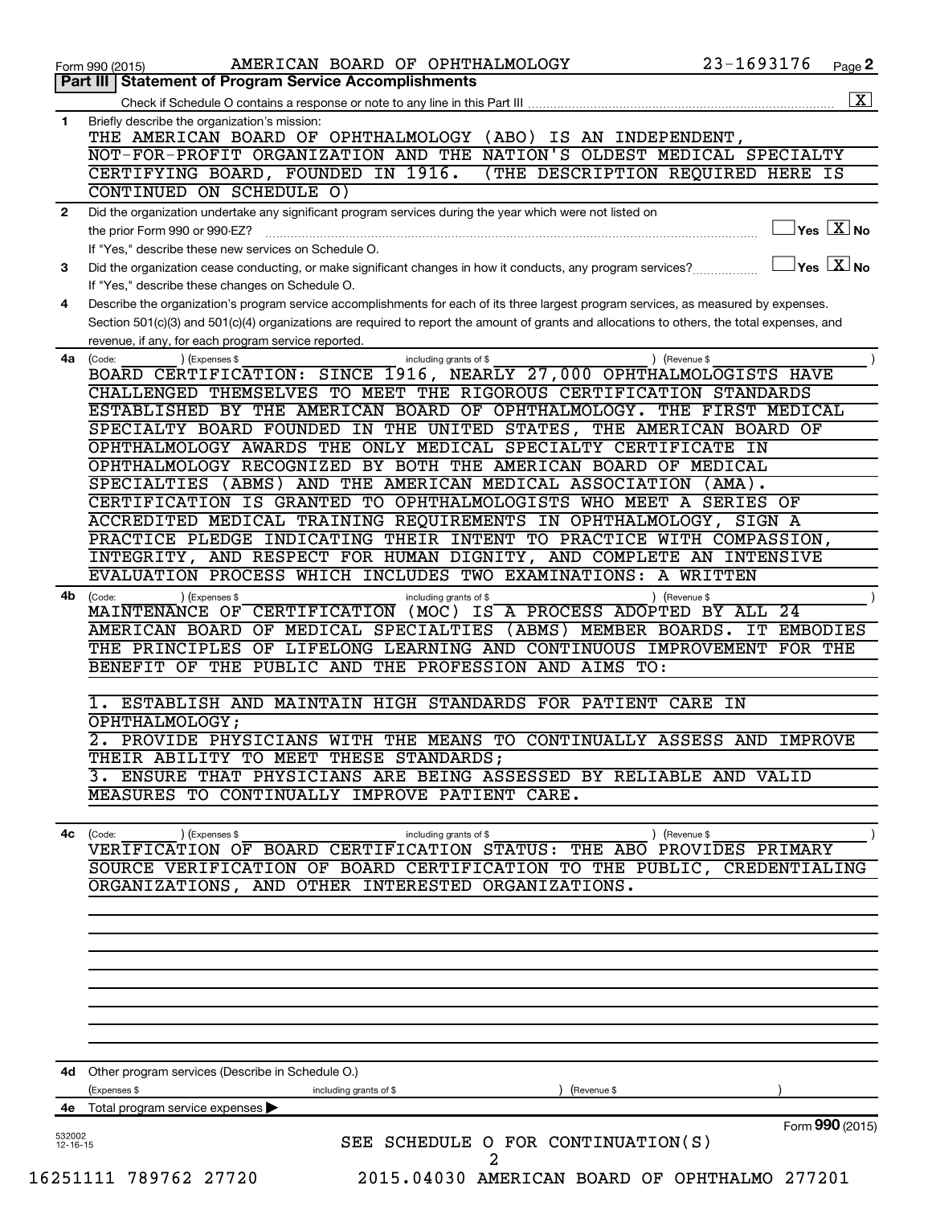Form 990 (2015) AMERICAN BOARD OF OPHTHALMOLOGY 23-1693176 Page 2

## Part III Statement of Program Service Accomplishments

Check if Schedule O contains a response or note to any line in this Part III [X]

**1** Briefly describe the organization's mission:

THE AMERICAN BOARD OF OPHTHALMOLOGY (ABO) IS AN INDEPENDENT, NOT-FOR-PROFIT ORGANIZATION AND THE NATION'S OLDEST MEDICAL SPECIALTY CERTIFYING BOARD, FOUNDED IN 1916. (THE DESCRIPTION REQUIRED HERE IS CONTINUED ON SCHEDULE O)

**2** Did the organization undertake any significant program services during the year which were not listed on the prior Form 990 or 990-EZ? [ ] Yes [X] No

If "Yes," describe these new services on Schedule O.

**3** Did the organization cease conducting, or make significant changes in how it conducts, any program services? [ ] Yes [X] No

If "Yes," describe these changes on Schedule O.

**4** Describe the organization's program service accomplishments for each of its three largest program services, as measured by expenses. Section 501(c)(3) and 501(c)(4) organizations are required to report the amount of grants and allocations to others, the total expenses, and revenue, if any, for each program service reported.

**4a** (Code: ) (Expenses $ including grants of $ ) (Revenue $ )

BOARD CERTIFICATION: SINCE 1916, NEARLY 27,000 OPHTHALMOLOGISTS HAVE CHALLENGED THEMSELVES TO MEET THE RIGOROUS CERTIFICATION STANDARDS ESTABLISHED BY THE AMERICAN BOARD OF OPHTHALMOLOGY. THE FIRST MEDICAL SPECIALTY BOARD FOUNDED IN THE UNITED STATES, THE AMERICAN BOARD OF OPHTHALMOLOGY AWARDS THE ONLY MEDICAL SPECIALTY CERTIFICATE IN OPHTHALMOLOGY RECOGNIZED BY BOTH THE AMERICAN BOARD OF MEDICAL SPECIALTIES (ABMS) AND THE AMERICAN MEDICAL ASSOCIATION (AMA). CERTIFICATION IS GRANTED TO OPHTHALMOLOGISTS WHO MEET A SERIES OF ACCREDITED MEDICAL TRAINING REQUIREMENTS IN OPHTHALMOLOGY, SIGN A PRACTICE PLEDGE INDICATING THEIR INTENT TO PRACTICE WITH COMPASSION, INTEGRITY, AND RESPECT FOR HUMAN DIGNITY, AND COMPLETE AN INTENSIVE EVALUATION PROCESS WHICH INCLUDES TWO EXAMINATIONS: A WRITTEN

**4b** (Code: ) (Expenses $ including grants of $ ) (Revenue $ )

MAINTENANCE OF CERTIFICATION (MOC) IS A PROCESS ADOPTED BY ALL 24 AMERICAN BOARD OF MEDICAL SPECIALTIES (ABMS) MEMBER BOARDS. IT EMBODIES THE PRINCIPLES OF LIFELONG LEARNING AND CONTINUOUS IMPROVEMENT FOR THE BENEFIT OF THE PUBLIC AND THE PROFESSION AND AIMS TO:

1. ESTABLISH AND MAINTAIN HIGH STANDARDS FOR PATIENT CARE IN OPHTHALMOLOGY;
2. PROVIDE PHYSICIANS WITH THE MEANS TO CONTINUALLY ASSESS AND IMPROVE THEIR ABILITY TO MEET THESE STANDARDS;
3. ENSURE THAT PHYSICIANS ARE BEING ASSESSED BY RELIABLE AND VALID MEASURES TO CONTINUALLY IMPROVE PATIENT CARE.

**4c** (Code: ) (Expenses $ including grants of $ ) (Revenue $ )

VERIFICATION OF BOARD CERTIFICATION STATUS: THE ABO PROVIDES PRIMARY SOURCE VERIFICATION OF BOARD CERTIFICATION TO THE PUBLIC, CREDENTIALING ORGANIZATIONS, AND OTHER INTERESTED ORGANIZATIONS.

**4d** Other program services (Describe in Schedule O.)

(Expenses $ including grants of $ ) (Revenue $ )

**4e** Total program service expenses

SEE SCHEDULE O FOR CONTINUATION(S)

Form **990** (2015)

532002 12-16-15

16251111 789762 27720 2015.04030 AMERICAN BOARD OF OPHTHALMO 277201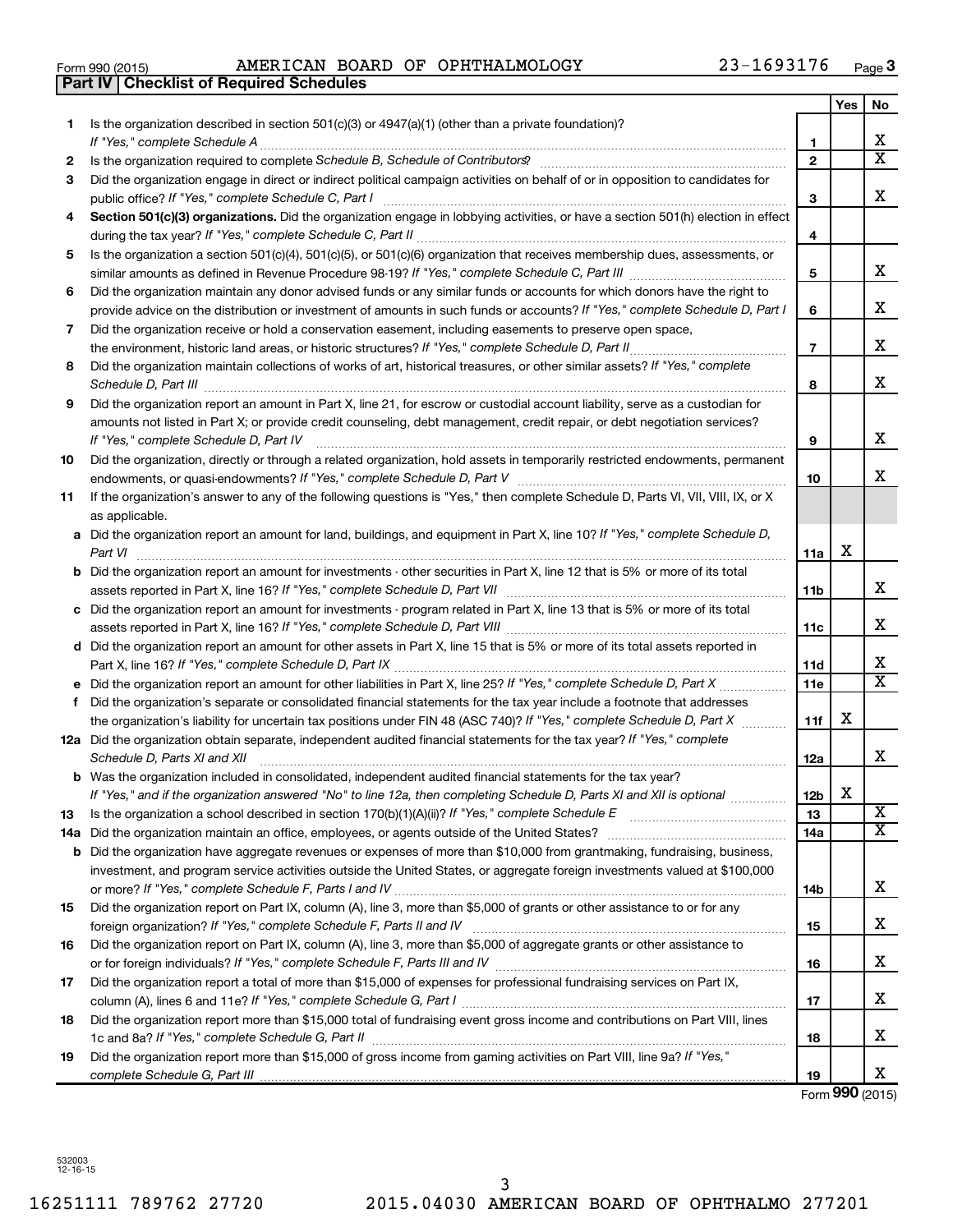Form 990 (2015) AMERICAN BOARD OF OPHTHALMOLOGY 23-1693176 Page 3

**Part IV | Checklist of Required Schedules**

| | | | Yes | No |
|---|---|---|---|---|
| 1 | Is the organization described in section 501(c)(3) or 4947(a)(1) (other than a private foundation)? *If "Yes," complete Schedule A* | 1 | | X |
| 2 | Is the organization required to complete *Schedule B, Schedule of Contributors*? | 2 | | X |
| 3 | Did the organization engage in direct or indirect political campaign activities on behalf of or in opposition to candidates for public office? *If "Yes," complete Schedule C, Part I* | 3 | | X |
| 4 | **Section 501(c)(3) organizations.** Did the organization engage in lobbying activities, or have a section 501(h) election in effect during the tax year? *If "Yes," complete Schedule C, Part II* | 4 | | |
| 5 | Is the organization a section 501(c)(4), 501(c)(5), or 501(c)(6) organization that receives membership dues, assessments, or similar amounts as defined in Revenue Procedure 98-19? *If "Yes," complete Schedule C, Part III* | 5 | | X |
| 6 | Did the organization maintain any donor advised funds or any similar funds or accounts for which donors have the right to provide advice on the distribution or investment of amounts in such funds or accounts? *If "Yes," complete Schedule D, Part I* | 6 | | X |
| 7 | Did the organization receive or hold a conservation easement, including easements to preserve open space, the environment, historic land areas, or historic structures? *If "Yes," complete Schedule D, Part II* | 7 | | X |
| 8 | Did the organization maintain collections of works of art, historical treasures, or other similar assets? *If "Yes," complete Schedule D, Part III* | 8 | | X |
| 9 | Did the organization report an amount in Part X, line 21, for escrow or custodial account liability, serve as a custodian for amounts not listed in Part X; or provide credit counseling, debt management, credit repair, or debt negotiation services? *If "Yes," complete Schedule D, Part IV* | 9 | | X |
| 10 | Did the organization, directly or through a related organization, hold assets in temporarily restricted endowments, permanent endowments, or quasi-endowments? *If "Yes," complete Schedule D, Part V* | 10 | | X |
| 11 | If the organization's answer to any of the following questions is "Yes," then complete Schedule D, Parts VI, VII, VIII, IX, or X as applicable. | | | |
| a | Did the organization report an amount for land, buildings, and equipment in Part X, line 10? *If "Yes," complete Schedule D, Part VI* | 11a | X | |
| b | Did the organization report an amount for investments - other securities in Part X, line 12 that is 5% or more of its total assets reported in Part X, line 16? *If "Yes," complete Schedule D, Part VII* | 11b | | X |
| c | Did the organization report an amount for investments - program related in Part X, line 13 that is 5% or more of its total assets reported in Part X, line 16? *If "Yes," complete Schedule D, Part VIII* | 11c | | X |
| d | Did the organization report an amount for other assets in Part X, line 15 that is 5% or more of its total assets reported in Part X, line 16? *If "Yes," complete Schedule D, Part IX* | 11d | | X |
| e | Did the organization report an amount for other liabilities in Part X, line 25? *If "Yes," complete Schedule D, Part X* | 11e | | X |
| f | Did the organization's separate or consolidated financial statements for the tax year include a footnote that addresses the organization's liability for uncertain tax positions under FIN 48 (ASC 740)? *If "Yes," complete Schedule D, Part X* | 11f | X | |
| 12a | Did the organization obtain separate, independent audited financial statements for the tax year? *If "Yes," complete Schedule D, Parts XI and XII* | 12a | | X |
| b | Was the organization included in consolidated, independent audited financial statements for the tax year? *If "Yes," and if the organization answered "No" to line 12a, then completing Schedule D, Parts XI and XII is optional* | 12b | X | |
| 13 | Is the organization a school described in section 170(b)(1)(A)(ii)? *If "Yes," complete Schedule E* | 13 | | X |
| 14a | Did the organization maintain an office, employees, or agents outside of the United States? | 14a | | X |
| b | Did the organization have aggregate revenues or expenses of more than $10,000 from grantmaking, fundraising, business, investment, and program service activities outside the United States, or aggregate foreign investments valued at $100,000 or more? *If "Yes," complete Schedule F, Parts I and IV* | 14b | | X |
| 15 | Did the organization report on Part IX, column (A), line 3, more than $5,000 of grants or other assistance to or for any foreign organization? *If "Yes," complete Schedule F, Parts II and IV* | 15 | | X |
| 16 | Did the organization report on Part IX, column (A), line 3, more than $5,000 of aggregate grants or other assistance to or for foreign individuals? *If "Yes," complete Schedule F, Parts III and IV* | 16 | | X |
| 17 | Did the organization report a total of more than $15,000 of expenses for professional fundraising services on Part IX, column (A), lines 6 and 11e? *If "Yes," complete Schedule G, Part I* | 17 | | X |
| 18 | Did the organization report more than $15,000 total of fundraising event gross income and contributions on Part VIII, lines 1c and 8a? *If "Yes," complete Schedule G, Part II* | 18 | | X |
| 19 | Did the organization report more than $15,000 of gross income from gaming activities on Part VIII, line 9a? *If "Yes," complete Schedule G, Part III* | 19 | | X |

Form **990** (2015)

532003 12-16-15

16251111 789762 27720 2015.04030 AMERICAN BOARD OF OPHTHALMO 277201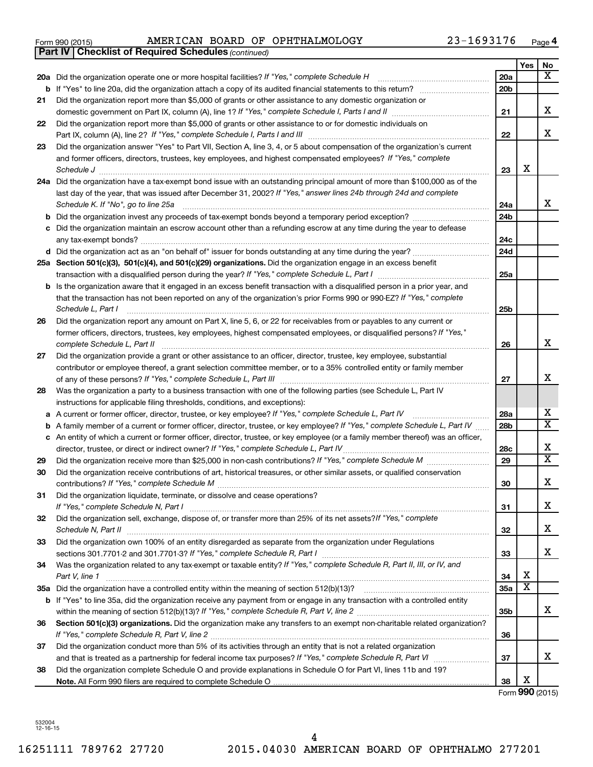Form 990 (2015) AMERICAN BOARD OF OPHTHALMOLOGY 23-1693176 Page 4

**Part IV | Checklist of Required Schedules** *(continued)*

| | | | Yes | No |
|---|---|---|---|---|
| 20a | Did the organization operate one or more hospital facilities? *If "Yes," complete Schedule H* | 20a | | X |
| b | If "Yes" to line 20a, did the organization attach a copy of its audited financial statements to this return? | 20b | | |
| 21 | Did the organization report more than $5,000 of grants or other assistance to any domestic organization or domestic government on Part IX, column (A), line 1? *If "Yes," complete Schedule I, Parts I and II* | 21 | | X |
| 22 | Did the organization report more than $5,000 of grants or other assistance to or for domestic individuals on Part IX, column (A), line 2? *If "Yes," complete Schedule I, Parts I and III* | 22 | | X |
| 23 | Did the organization answer "Yes" to Part VII, Section A, line 3, 4, or 5 about compensation of the organization's current and former officers, directors, trustees, key employees, and highest compensated employees? *If "Yes," complete Schedule J* | 23 | X | |
| 24a | Did the organization have a tax-exempt bond issue with an outstanding principal amount of more than $100,000 as of the last day of the year, that was issued after December 31, 2002? *If "Yes," answer lines 24b through 24d and complete Schedule K. If "No", go to line 25a* | 24a | | X |
| b | Did the organization invest any proceeds of tax-exempt bonds beyond a temporary period exception? | 24b | | |
| c | Did the organization maintain an escrow account other than a refunding escrow at any time during the year to defease any tax-exempt bonds? | 24c | | |
| d | Did the organization act as an "on behalf of" issuer for bonds outstanding at any time during the year? | 24d | | |
| 25a | **Section 501(c)(3), 501(c)(4), and 501(c)(29) organizations.** Did the organization engage in an excess benefit transaction with a disqualified person during the year? *If "Yes," complete Schedule L, Part I* | 25a | | |
| b | Is the organization aware that it engaged in an excess benefit transaction with a disqualified person in a prior year, and that the transaction has not been reported on any of the organization's prior Forms 990 or 990-EZ? *If "Yes," complete Schedule L, Part I* | 25b | | |
| 26 | Did the organization report any amount on Part X, line 5, 6, or 22 for receivables from or payables to any current or former officers, directors, trustees, key employees, highest compensated employees, or disqualified persons? *If "Yes," complete Schedule L, Part II* | 26 | | X |
| 27 | Did the organization provide a grant or other assistance to an officer, director, trustee, key employee, substantial contributor or employee thereof, a grant selection committee member, or to a 35% controlled entity or family member of any of these persons? *If "Yes," complete Schedule L, Part III* | 27 | | X |
| 28 | Was the organization a party to a business transaction with one of the following parties (see Schedule L, Part IV instructions for applicable filing thresholds, conditions, and exceptions): | | | |
| a | A current or former officer, director, trustee, or key employee? *If "Yes," complete Schedule L, Part IV* | 28a | | X |
| b | A family member of a current or former officer, director, trustee, or key employee? *If "Yes," complete Schedule L, Part IV* | 28b | | X |
| c | An entity of which a current or former officer, director, trustee, or key employee (or a family member thereof) was an officer, director, trustee, or direct or indirect owner? *If "Yes," complete Schedule L, Part IV* | 28c | | X |
| 29 | Did the organization receive more than $25,000 in non-cash contributions? *If "Yes," complete Schedule M* | 29 | | X |
| 30 | Did the organization receive contributions of art, historical treasures, or other similar assets, or qualified conservation contributions? *If "Yes," complete Schedule M* | 30 | | X |
| 31 | Did the organization liquidate, terminate, or dissolve and cease operations? *If "Yes," complete Schedule N, Part I* | 31 | | X |
| 32 | Did the organization sell, exchange, dispose of, or transfer more than 25% of its net assets? *If "Yes," complete Schedule N, Part II* | 32 | | X |
| 33 | Did the organization own 100% of an entity disregarded as separate from the organization under Regulations sections 301.7701-2 and 301.7701-3? *If "Yes," complete Schedule R, Part I* | 33 | | X |
| 34 | Was the organization related to any tax-exempt or taxable entity? *If "Yes," complete Schedule R, Part II, III, or IV, and Part V, line 1* | 34 | X | |
| 35a | Did the organization have a controlled entity within the meaning of section 512(b)(13)? | 35a | X | |
| b | If "Yes" to line 35a, did the organization receive any payment from or engage in any transaction with a controlled entity within the meaning of section 512(b)(13)? *If "Yes," complete Schedule R, Part V, line 2* | 35b | | X |
| 36 | **Section 501(c)(3) organizations.** Did the organization make any transfers to an exempt non-charitable related organization? *If "Yes," complete Schedule R, Part V, line 2* | 36 | | |
| 37 | Did the organization conduct more than 5% of its activities through an entity that is not a related organization and that is treated as a partnership for federal income tax purposes? *If "Yes," complete Schedule R, Part VI* | 37 | | X |
| 38 | Did the organization complete Schedule O and provide explanations in Schedule O for Part VI, lines 11b and 19? **Note.** All Form 990 filers are required to complete Schedule O | 38 | X | |

Form **990** (2015)

532004 12-16-15

16251111 789762 27720 2015.04030 AMERICAN BOARD OF OPHTHALMO 277201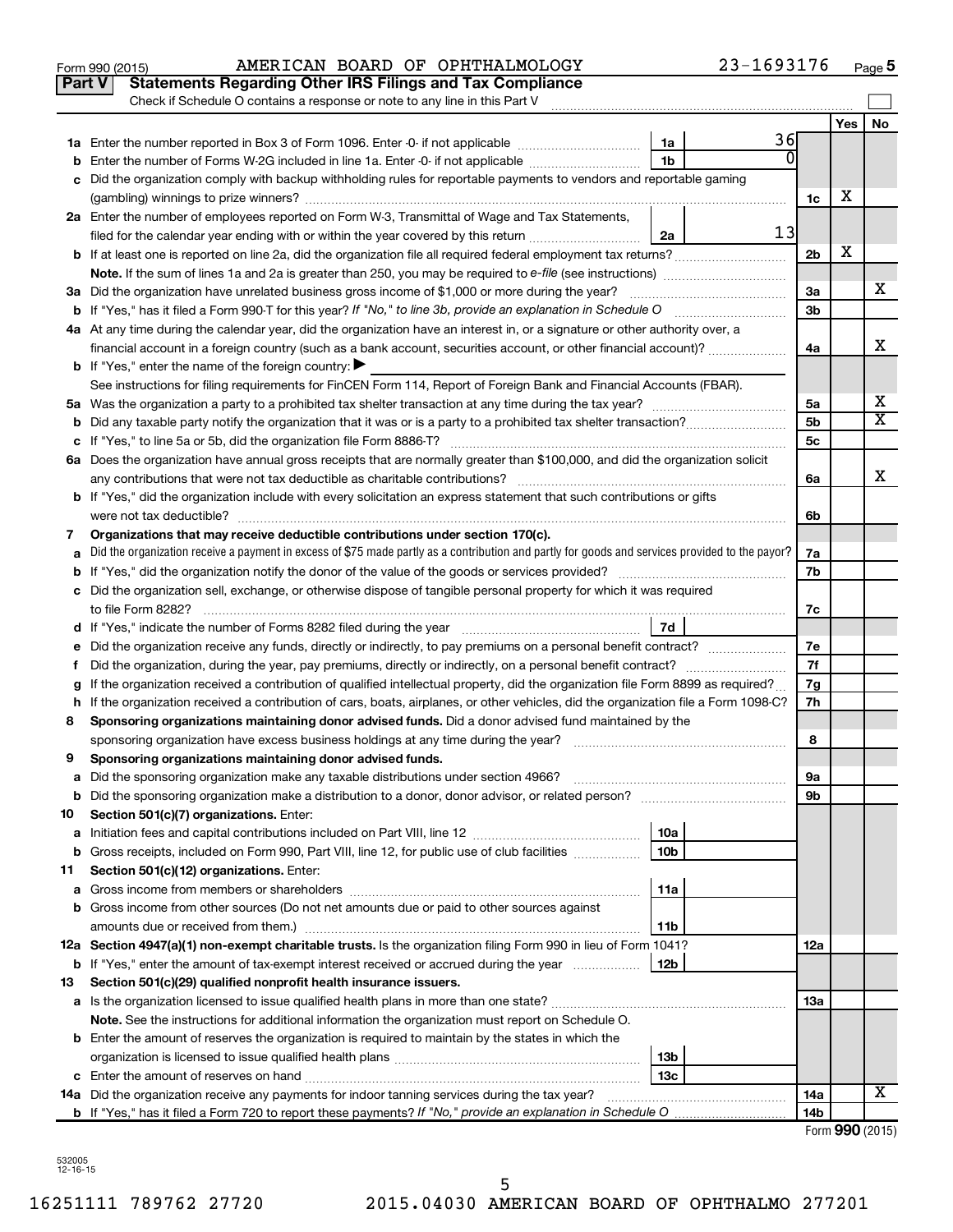Form 990 (2015) AMERICAN BOARD OF OPHTHALMOLOGY 23-1693176

## Part V Statements Regarding Other IRS Filings and Tax Compliance

Check if Schedule O contains a response or note to any line in this Part V

| | | | | | Yes | No |
|---|---|---|---|---|---|---|
| **1a** | Enter the number reported in Box 3 of Form 1096. Enter -0- if not applicable | 1a | 36 | | | |
| **b** | Enter the number of Forms W-2G included in line 1a. Enter -0- if not applicable | 1b | 0 | | | |
| **c** | Did the organization comply with backup withholding rules for reportable payments to vendors and reportable gaming (gambling) winnings to prize winners? | | | 1c | X | |
| **2a** | Enter the number of employees reported on Form W-3, Transmittal of Wage and Tax Statements, filed for the calendar year ending with or within the year covered by this return | 2a | 13 | | | |
| **b** | If at least one is reported on line 2a, did the organization file all required federal employment tax returns? | | | 2b | X | |
| | **Note.** If the sum of lines 1a and 2a is greater than 250, you may be required to *e-file* (see instructions) | | | | | |
| **3a** | Did the organization have unrelated business gross income of $1,000 or more during the year? | | | 3a | | X |
| **b** | If "Yes," has it filed a Form 990-T for this year? *If "No," to line 3b, provide an explanation in Schedule O* | | | 3b | | |
| **4a** | At any time during the calendar year, did the organization have an interest in, or a signature or other authority over, a financial account in a foreign country (such as a bank account, securities account, or other financial account)? | | | 4a | | X |
| **b** | If "Yes," enter the name of the foreign country: ▶ | | | | | |
| | See instructions for filing requirements for FinCEN Form 114, Report of Foreign Bank and Financial Accounts (FBAR). | | | | | |
| **5a** | Was the organization a party to a prohibited tax shelter transaction at any time during the tax year? | | | 5a | | X |
| **b** | Did any taxable party notify the organization that it was or is a party to a prohibited tax shelter transaction? | | | 5b | | X |
| **c** | If "Yes," to line 5a or 5b, did the organization file Form 8886-T? | | | 5c | | |
| **6a** | Does the organization have annual gross receipts that are normally greater than $100,000, and did the organization solicit any contributions that were not tax deductible as charitable contributions? | | | 6a | | X |
| **b** | If "Yes," did the organization include with every solicitation an express statement that such contributions or gifts were not tax deductible? | | | 6b | | |
| **7** | **Organizations that may receive deductible contributions under section 170(c).** | | | | | |
| **a** | Did the organization receive a payment in excess of $75 made partly as a contribution and partly for goods and services provided to the payor? | | | 7a | | |
| **b** | If "Yes," did the organization notify the donor of the value of the goods or services provided? | | | 7b | | |
| **c** | Did the organization sell, exchange, or otherwise dispose of tangible personal property for which it was required to file Form 8282? | | | 7c | | |
| **d** | If "Yes," indicate the number of Forms 8282 filed during the year | 7d | | | | |
| **e** | Did the organization receive any funds, directly or indirectly, to pay premiums on a personal benefit contract? | | | 7e | | |
| **f** | Did the organization, during the year, pay premiums, directly or indirectly, on a personal benefit contract? | | | 7f | | |
| **g** | If the organization received a contribution of qualified intellectual property, did the organization file Form 8899 as required? | | | 7g | | |
| **h** | If the organization received a contribution of cars, boats, airplanes, or other vehicles, did the organization file a Form 1098-C? | | | 7h | | |
| **8** | **Sponsoring organizations maintaining donor advised funds.** Did a donor advised fund maintained by the sponsoring organization have excess business holdings at any time during the year? | | | 8 | | |
| **9** | **Sponsoring organizations maintaining donor advised funds.** | | | | | |
| **a** | Did the sponsoring organization make any taxable distributions under section 4966? | | | 9a | | |
| **b** | Did the sponsoring organization make a distribution to a donor, donor advisor, or related person? | | | 9b | | |
| **10** | **Section 501(c)(7) organizations.** Enter: | | | | | |
| **a** | Initiation fees and capital contributions included on Part VIII, line 12 | 10a | | | | |
| **b** | Gross receipts, included on Form 990, Part VIII, line 12, for public use of club facilities | 10b | | | | |
| **11** | **Section 501(c)(12) organizations.** Enter: | | | | | |
| **a** | Gross income from members or shareholders | 11a | | | | |
| **b** | Gross income from other sources (Do not net amounts due or paid to other sources against amounts due or received from them.) | 11b | | | | |
| **12a** | **Section 4947(a)(1) non-exempt charitable trusts.** Is the organization filing Form 990 in lieu of Form 1041? | | | 12a | | |
| **b** | If "Yes," enter the amount of tax-exempt interest received or accrued during the year | 12b | | | | |
| **13** | **Section 501(c)(29) qualified nonprofit health insurance issuers.** | | | | | |
| **a** | Is the organization licensed to issue qualified health plans in more than one state? | | | 13a | | |
| | **Note.** See the instructions for additional information the organization must report on Schedule O. | | | | | |
| **b** | Enter the amount of reserves the organization is required to maintain by the states in which the organization is licensed to issue qualified health plans | 13b | | | | |
| **c** | Enter the amount of reserves on hand | 13c | | | | |
| **14a** | Did the organization receive any payments for indoor tanning services during the tax year? | | | 14a | | X |
| **b** | If "Yes," has it filed a Form 720 to report these payments? *If "No," provide an explanation in Schedule O* | | | 14b | | |

Form **990** (2015)

532005 12-16-15

16251111 789762 27720 2015.04030 AMERICAN BOARD OF OPHTHALMO 277201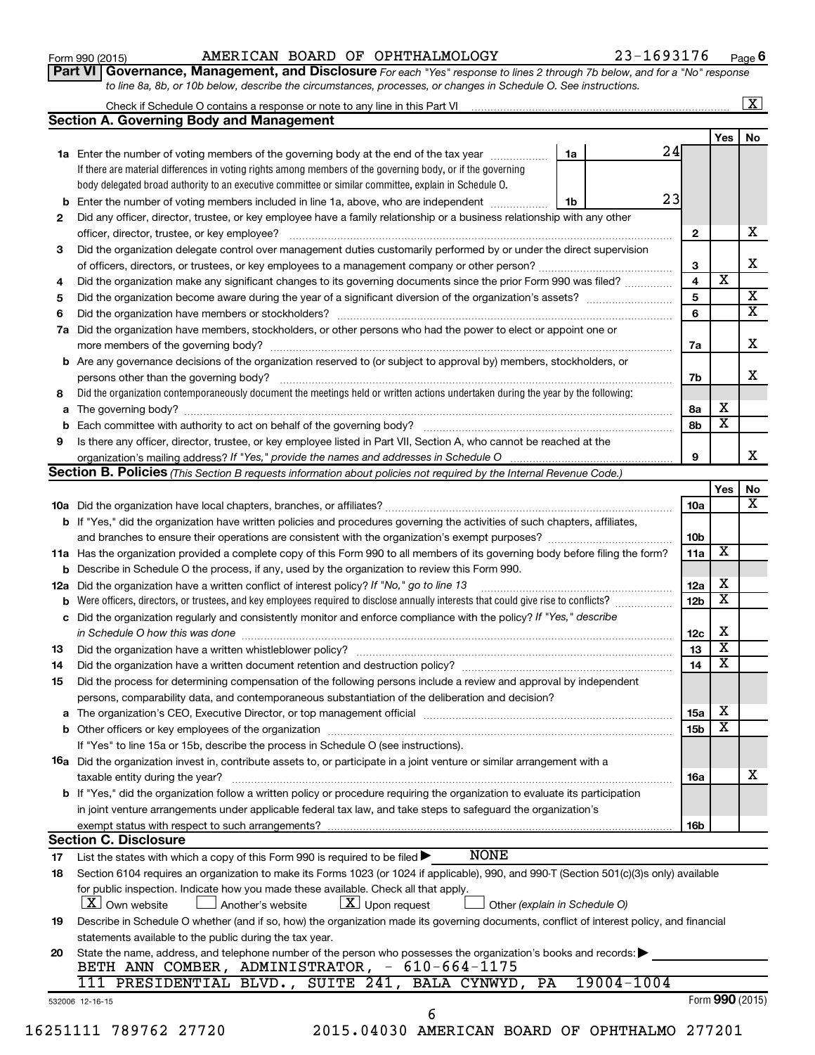Form 990 (2015) AMERICAN BOARD OF OPHTHALMOLOGY 23-1693176 Page 6

**Part VI Governance, Management, and Disclosure** *For each "Yes" response to lines 2 through 7b below, and for a "No" response to line 8a, 8b, or 10b below, describe the circumstances, processes, or changes in Schedule O. See instructions.*

Check if Schedule O contains a response or note to any line in this Part VI .......... [X]

## Section A. Governing Body and Management

| | | | | Yes | No |
|---|---|---|---|---|---|
| **1a** | Enter the number of voting members of the governing body at the end of the tax year ... **1a** | 24 | | | |
| | If there are material differences in voting rights among members of the governing body, or if the governing body delegated broad authority to an executive committee or similar committee, explain in Schedule O. | | | | |
| **b** | Enter the number of voting members included in line 1a, above, who are independent ... **1b** | 23 | | | |
| **2** | Did any officer, director, trustee, or key employee have a family relationship or a business relationship with any other officer, director, trustee, or key employee? | | 2 | | X |
| **3** | Did the organization delegate control over management duties customarily performed by or under the direct supervision of officers, directors, or trustees, or key employees to a management company or other person? | | 3 | | X |
| **4** | Did the organization make any significant changes to its governing documents since the prior Form 990 was filed? | | 4 | X | |
| **5** | Did the organization become aware during the year of a significant diversion of the organization's assets? | | 5 | | X |
| **6** | Did the organization have members or stockholders? | | 6 | | X |
| **7a** | Did the organization have members, stockholders, or other persons who had the power to elect or appoint one or more members of the governing body? | | 7a | | X |
| **b** | Are any governance decisions of the organization reserved to (or subject to approval by) members, stockholders, or persons other than the governing body? | | 7b | | X |
| **8** | Did the organization contemporaneously document the meetings held or written actions undertaken during the year by the following: | | | | |
| **a** | The governing body? | | 8a | X | |
| **b** | Each committee with authority to act on behalf of the governing body? | | 8b | X | |
| **9** | Is there any officer, director, trustee, or key employee listed in Part VII, Section A, who cannot be reached at the organization's mailing address? *If "Yes," provide the names and addresses in Schedule O* | | 9 | | X |

## Section B. Policies *(This Section B requests information about policies not required by the Internal Revenue Code.)*

| | | | Yes | No |
|---|---|---|---|---|
| **10a** | Did the organization have local chapters, branches, or affiliates? | 10a | | X |
| **b** | If "Yes," did the organization have written policies and procedures governing the activities of such chapters, affiliates, and branches to ensure their operations are consistent with the organization's exempt purposes? | 10b | | |
| **11a** | Has the organization provided a complete copy of this Form 990 to all members of its governing body before filing the form? | 11a | X | |
| **b** | Describe in Schedule O the process, if any, used by the organization to review this Form 990. | | | |
| **12a** | Did the organization have a written conflict of interest policy? *If "No," go to line 13* | 12a | X | |
| **b** | Were officers, directors, or trustees, and key employees required to disclose annually interests that could give rise to conflicts? | 12b | X | |
| **c** | Did the organization regularly and consistently monitor and enforce compliance with the policy? *If "Yes," describe in Schedule O how this was done* | 12c | X | |
| **13** | Did the organization have a written whistleblower policy? | 13 | X | |
| **14** | Did the organization have a written document retention and destruction policy? | 14 | X | |
| **15** | Did the process for determining compensation of the following persons include a review and approval by independent persons, comparability data, and contemporaneous substantiation of the deliberation and decision? | | | |
| **a** | The organization's CEO, Executive Director, or top management official | 15a | X | |
| **b** | Other officers or key employees of the organization | 15b | X | |
| | If "Yes" to line 15a or 15b, describe the process in Schedule O (see instructions). | | | |
| **16a** | Did the organization invest in, contribute assets to, or participate in a joint venture or similar arrangement with a taxable entity during the year? | 16a | | X |
| **b** | If "Yes," did the organization follow a written policy or procedure requiring the organization to evaluate its participation in joint venture arrangements under applicable federal tax law, and take steps to safeguard the organization's exempt status with respect to such arrangements? | 16b | | |

## Section C. Disclosure

**17** List the states with which a copy of this Form 990 is required to be filed ▶ NONE

**18** Section 6104 requires an organization to make its Forms 1023 (or 1024 if applicable), 990, and 990-T (Section 501(c)(3)s only) available for public inspection. Indicate how you made these available. Check all that apply.

[X] Own website [ ] Another's website [X] Upon request [ ] Other *(explain in Schedule O)*

**19** Describe in Schedule O whether (and if so, how) the organization made its governing documents, conflict of interest policy, and financial statements available to the public during the tax year.

**20** State the name, address, and telephone number of the person who possesses the organization's books and records: ▶

BETH ANN COMBER, ADMINISTRATOR, - 610-664-1175
111 PRESIDENTIAL BLVD., SUITE 241, BALA CYNWYD, PA 19004-1004

532006 12-16-15 Form **990** (2015)

16251111 789762 27720 2015.04030 AMERICAN BOARD OF OPHTHALMO 277201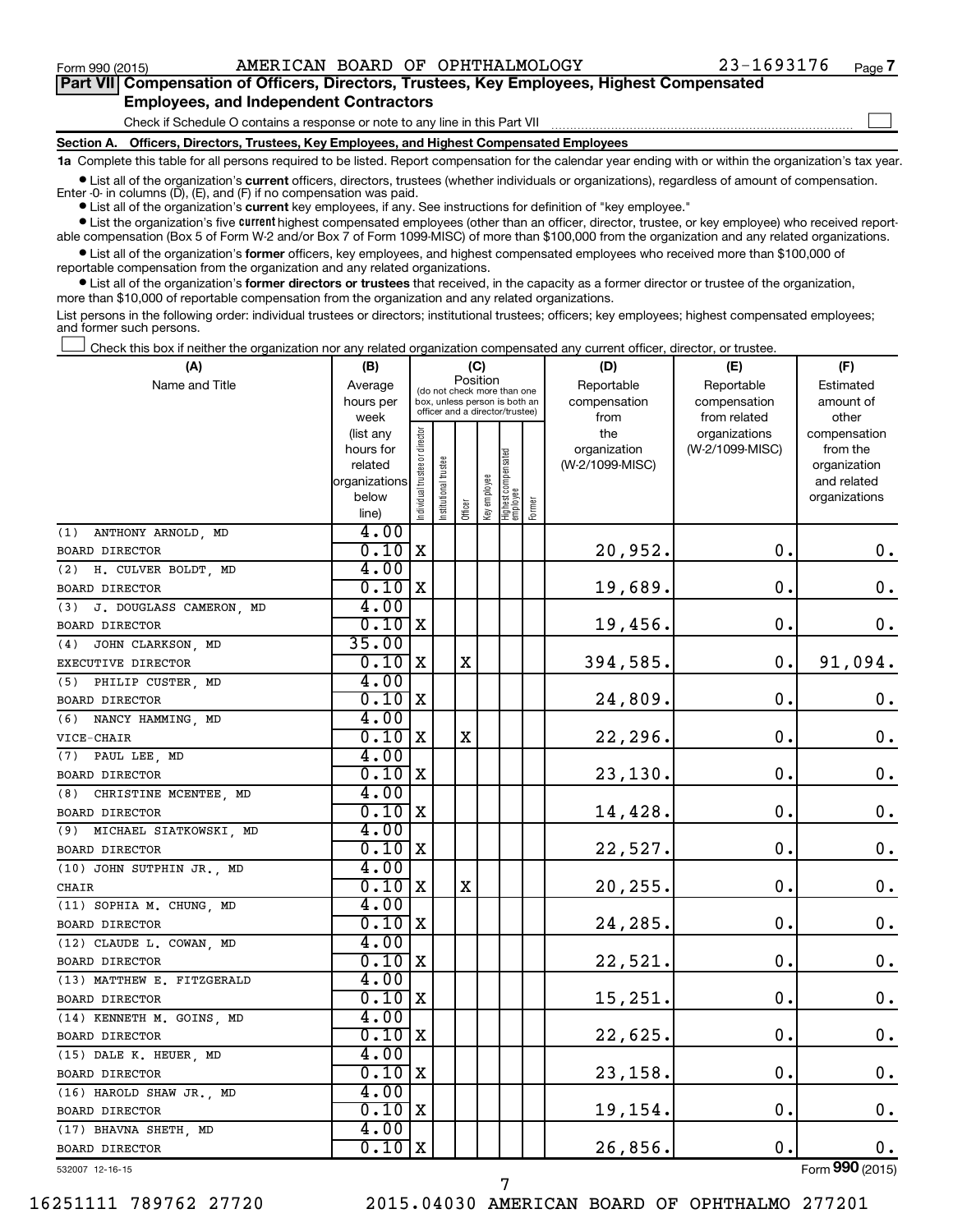Form 990 (2015) AMERICAN BOARD OF OPHTHALMOLOGY 23-1693176 Page 7

**Part VII Compensation of Officers, Directors, Trustees, Key Employees, Highest Compensated Employees, and Independent Contractors**

Check if Schedule O contains a response or note to any line in this Part VII ☐

**Section A. Officers, Directors, Trustees, Key Employees, and Highest Compensated Employees**

**1a** Complete this table for all persons required to be listed. Report compensation for the calendar year ending with or within the organization's tax year.

- List all of the organization's **current** officers, directors, trustees (whether individuals or organizations), regardless of amount of compensation. Enter -0- in columns (D), (E), and (F) if no compensation was paid.
- List all of the organization's **current** key employees, if any. See instructions for definition of "key employee."
- List the organization's five **current** highest compensated employees (other than an officer, director, trustee, or key employee) who received reportable compensation (Box 5 of Form W-2 and/or Box 7 of Form 1099-MISC) of more than $100,000 from the organization and any related organizations.
- List all of the organization's **former** officers, key employees, and highest compensated employees who received more than $100,000 of reportable compensation from the organization and any related organizations.
- List all of the organization's **former directors or trustees** that received, in the capacity as a former director or trustee of the organization, more than $10,000 of reportable compensation from the organization and any related organizations.

List persons in the following order: individual trustees or directors; institutional trustees; officers; key employees; highest compensated employees; and former such persons.

☐ Check this box if neither the organization nor any related organization compensated any current officer, director, or trustee.

| (A) Name and Title | (B) Average hours per week (list any hours for related organizations below line) | (C) Position: Individual trustee or director | Institutional trustee | Officer | Key employee | Highest compensated employee | Former | (D) Reportable compensation from the organization (W-2/1099-MISC) | (E) Reportable compensation from related organizations (W-2/1099-MISC) | (F) Estimated amount of other compensation from the organization and related organizations |
|---|---|---|---|---|---|---|---|---|---|---|
| (1) ANTHONY ARNOLD, MD<br>BOARD DIRECTOR | 4.00<br>0.10 | X | | | | | | 20,952. | 0. | 0. |
| (2) H. CULVER BOLDT, MD<br>BOARD DIRECTOR | 4.00<br>0.10 | X | | | | | | 19,689. | 0. | 0. |
| (3) J. DOUGLASS CAMERON, MD<br>BOARD DIRECTOR | 4.00<br>0.10 | X | | | | | | 19,456. | 0. | 0. |
| (4) JOHN CLARKSON, MD<br>EXECUTIVE DIRECTOR | 35.00<br>0.10 | X | | X | | | | 394,585. | 0. | 91,094. |
| (5) PHILIP CUSTER, MD<br>BOARD DIRECTOR | 4.00<br>0.10 | X | | | | | | 24,809. | 0. | 0. |
| (6) NANCY HAMMING, MD<br>VICE-CHAIR | 4.00<br>0.10 | X | | X | | | | 22,296. | 0. | 0. |
| (7) PAUL LEE, MD<br>BOARD DIRECTOR | 4.00<br>0.10 | X | | | | | | 23,130. | 0. | 0. |
| (8) CHRISTINE MCENTEE, MD<br>BOARD DIRECTOR | 4.00<br>0.10 | X | | | | | | 14,428. | 0. | 0. |
| (9) MICHAEL SIATKOWSKI, MD<br>BOARD DIRECTOR | 4.00<br>0.10 | X | | | | | | 22,527. | 0. | 0. |
| (10) JOHN SUTPHIN JR., MD<br>CHAIR | 4.00<br>0.10 | X | | X | | | | 20,255. | 0. | 0. |
| (11) SOPHIA M. CHUNG, MD<br>BOARD DIRECTOR | 4.00<br>0.10 | X | | | | | | 24,285. | 0. | 0. |
| (12) CLAUDE L. COWAN, MD<br>BOARD DIRECTOR | 4.00<br>0.10 | X | | | | | | 22,521. | 0. | 0. |
| (13) MATTHEW E. FITZGERALD<br>BOARD DIRECTOR | 4.00<br>0.10 | X | | | | | | 15,251. | 0. | 0. |
| (14) KENNETH M. GOINS, MD<br>BOARD DIRECTOR | 4.00<br>0.10 | X | | | | | | 22,625. | 0. | 0. |
| (15) DALE K. HEUER, MD<br>BOARD DIRECTOR | 4.00<br>0.10 | X | | | | | | 23,158. | 0. | 0. |
| (16) HAROLD SHAW JR., MD<br>BOARD DIRECTOR | 4.00<br>0.10 | X | | | | | | 19,154. | 0. | 0. |
| (17) BHAVNA SHETH, MD<br>BOARD DIRECTOR | 4.00<br>0.10 | X | | | | | | 26,856. | 0. | 0. |

532007 12-16-15 Form 990 (2015)

16251111 789762 27720 2015.04030 AMERICAN BOARD OF OPHTHALMO 277201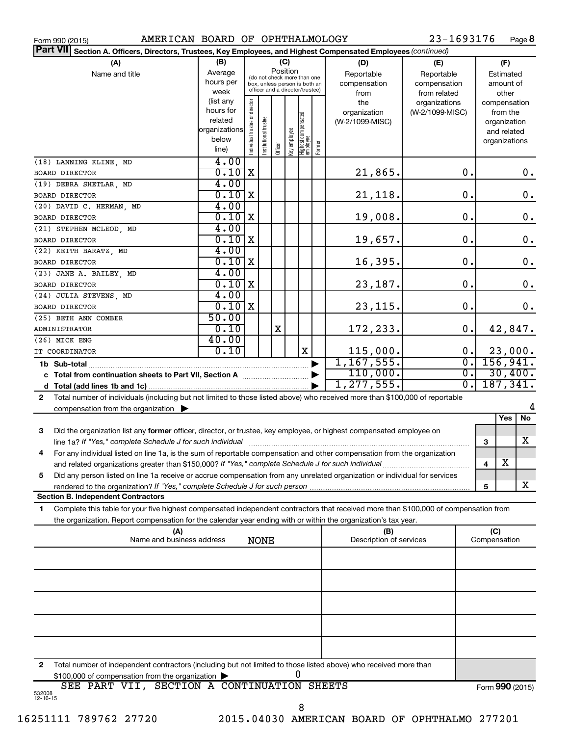Form 990 (2015) AMERICAN BOARD OF OPHTHALMOLOGY 23-1693176

**Part VII** **Section A. Officers, Directors, Trustees, Key Employees, and Highest Compensated Employees** *(continued)*

| (A) Name and title | (B) Average hours per week (list any hours for related organizations below line) | (C) Position: Individual trustee or director | Institutional trustee | Officer | Key employee | Highest compensated employee | Former | (D) Reportable compensation from the organization (W-2/1099-MISC) | (E) Reportable compensation from related organizations (W-2/1099-MISC) | (F) Estimated amount of other compensation from the organization and related organizations |
|---|---|---|---|---|---|---|---|---|---|---|
| (18) LANNING KLINE, MD<br>BOARD DIRECTOR | 4.00<br>0.10 | X | | | | | | 21,865. | 0. | 0. |
| (19) DEBRA SHETLAR, MD<br>BOARD DIRECTOR | 4.00<br>0.10 | X | | | | | | 21,118. | 0. | 0. |
| (20) DAVID C. HERMAN, MD<br>BOARD DIRECTOR | 4.00<br>0.10 | X | | | | | | 19,008. | 0. | 0. |
| (21) STEPHEN MCLEOD, MD<br>BOARD DIRECTOR | 4.00<br>0.10 | X | | | | | | 19,657. | 0. | 0. |
| (22) KEITH BARATZ, MD<br>BOARD DIRECTOR | 4.00<br>0.10 | X | | | | | | 16,395. | 0. | 0. |
| (23) JANE A. BAILEY, MD<br>BOARD DIRECTOR | 4.00<br>0.10 | X | | | | | | 23,187. | 0. | 0. |
| (24) JULIA STEVENS, MD<br>BOARD DIRECTOR | 4.00<br>0.10 | X | | | | | | 23,115. | 0. | 0. |
| (25) BETH ANN COMBER<br>ADMINISTRATOR | 50.00<br>0.10 | | | X | | | | 172,233. | 0. | 42,847. |
| (26) MICK ENG<br>IT COORDINATOR | 40.00<br>0.10 | | | | | X | | 115,000. | 0. | 23,000. |
| **1b Sub-total** | | | | | | | | 1,167,555. | 0. | 156,941. |
| **c Total from continuation sheets to Part VII, Section A** | | | | | | | | 110,000. | 0. | 30,400. |
| **d Total (add lines 1b and 1c)** | | | | | | | | 1,277,555. | 0. | 187,341. |

**2** Total number of individuals (including but not limited to those listed above) who received more than $100,000 of reportable compensation from the organization ▶ 4

| | | Yes | No |
|---|---|---|---|
| **3** Did the organization list any **former** officer, director, or trustee, key employee, or highest compensated employee on line 1a? *If "Yes," complete Schedule J for such individual* | 3 | | X |
| **4** For any individual listed on line 1a, is the sum of reportable compensation and other compensation from the organization and related organizations greater than $150,000? *If "Yes," complete Schedule J for such individual* | 4 | X | |
| **5** Did any person listed on line 1a receive or accrue compensation from any unrelated organization or individual for services rendered to the organization? *If "Yes," complete Schedule J for such person* | 5 | | X |

**Section B. Independent Contractors**

**1** Complete this table for your five highest compensated independent contractors that received more than $100,000 of compensation from the organization. Report compensation for the calendar year ending with or within the organization's tax year.

| (A) Name and business address | (B) Description of services | (C) Compensation |
|---|---|---|
| NONE | | |
| | | |
| | | |
| | | |
| | | |

**2** Total number of independent contractors (including but not limited to those listed above) who received more than $100,000 of compensation from the organization ▶ 0

SEE PART VII, SECTION A CONTINUATION SHEETS

Form **990** (2015)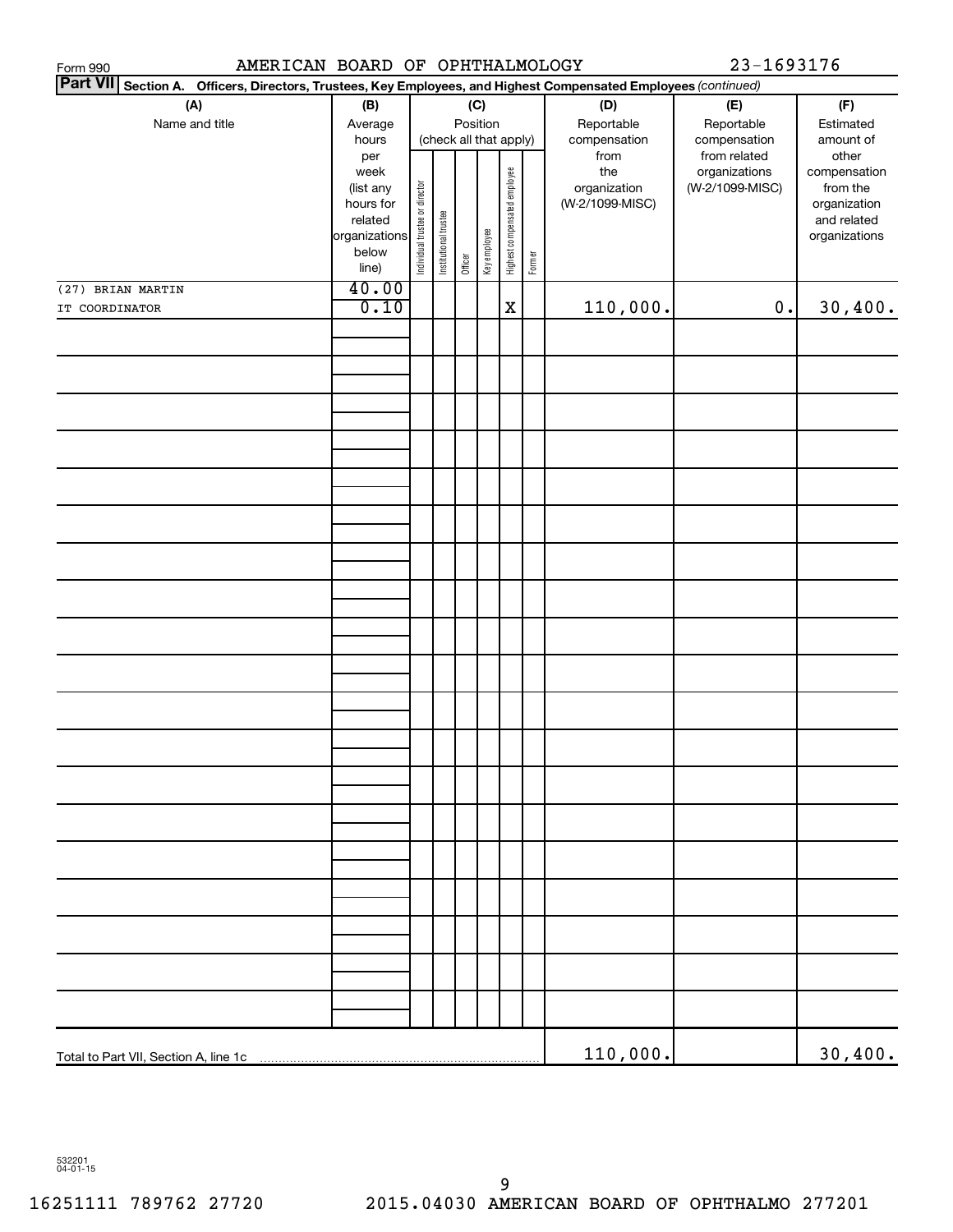Form 990    AMERICAN BOARD OF OPHTHALMOLOGY    23-1693176

**Part VII** **Section A. Officers, Directors, Trustees, Key Employees, and Highest Compensated Employees** *(continued)*

| (A) Name and title | (B) Average hours per week (list any hours for related organizations below line) | (C) Position (check all that apply): Individual trustee or director | Institutional trustee | Officer | Key employee | Highest compensated employee | Former | (D) Reportable compensation from the organization (W-2/1099-MISC) | (E) Reportable compensation from related organizations (W-2/1099-MISC) | (F) Estimated amount of other compensation from the organization and related organizations |
|---|---|---|---|---|---|---|---|---|---|---|
| (27) BRIAN MARTIN<br>IT COORDINATOR | 40.00<br>0.10 | | | | | X | | 110,000. | 0. | 30,400. |
| Total to Part VII, Section A, line 1c | | | | | | | | 110,000. | | 30,400. |

532201 04-01-15

16251111 789762 27720    2015.04030 AMERICAN BOARD OF OPHTHALMO 277201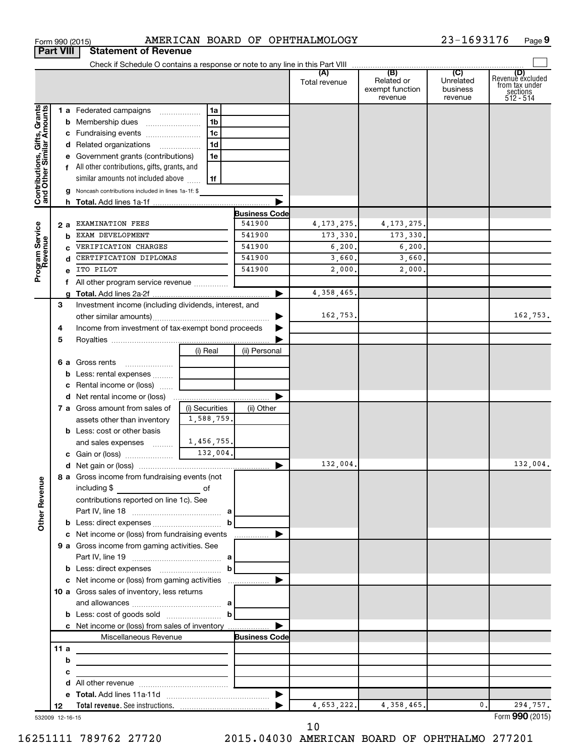Form 990 (2015) AMERICAN BOARD OF OPHTHALMOLOGY 23-1693176 Page 9

**Part VIII Statement of Revenue**

Check if Schedule O contains a response or note to any line in this Part VIII

| | | | | (A) Total revenue | (B) Related or exempt function revenue | (C) Unrelated business revenue | (D) Revenue excluded from tax under sections 512 - 514 |
|---|---|---|---|---|---|---|---|
| **Contributions, Gifts, Grants and Other Similar Amounts** | 1 a Federated campaigns | 1a | | | | | |
| | b Membership dues | 1b | | | | | |
| | c Fundraising events | 1c | | | | | |
| | d Related organizations | 1d | | | | | |
| | e Government grants (contributions) | 1e | | | | | |
| | f All other contributions, gifts, grants, and similar amounts not included above | 1f | | | | | |
| | g Noncash contributions included in lines 1a-1f: $ | | | | | | |
| | h **Total.** Add lines 1a-1f | | | | | | |
| **Program Service Revenue** | | | **Business Code** | | | | |
| | 2 a EXAMINATION FEES | | 541900 | 4,173,275. | 4,173,275. | | |
| | b EXAM DEVELOPMENT | | 541900 | 173,330. | 173,330. | | |
| | c VERIFICATION CHARGES | | 541900 | 6,200. | 6,200. | | |
| | d CERTIFICATION DIPLOMAS | | 541900 | 3,660. | 3,660. | | |
| | e ITO PILOT | | 541900 | 2,000. | 2,000. | | |
| | f All other program service revenue | | | | | | |
| | g **Total.** Add lines 2a-2f | | | 4,358,465. | | | |
| **Other Revenue** | 3 Investment income (including dividends, interest, and other similar amounts) | | | 162,753. | | | 162,753. |
| | 4 Income from investment of tax-exempt bond proceeds | | | | | | |
| | 5 Royalties | | | | | | |
| | | (i) Real | (ii) Personal | | | | |
| | 6 a Gross rents | | | | | | |
| | b Less: rental expenses | | | | | | |
| | c Rental income or (loss) | | | | | | |
| | d Net rental income or (loss) | | | | | | |
| | | (i) Securities | (ii) Other | | | | |
| | 7 a Gross amount from sales of assets other than inventory | 1,588,759. | | | | | |
| | b Less: cost or other basis and sales expenses | 1,456,755. | | | | | |
| | c Gain or (loss) | 132,004. | | | | | |
| | d Net gain or (loss) | | | 132,004. | | | 132,004. |
| | 8 a Gross income from fundraising events (not including $ _____ of contributions reported on line 1c). See Part IV, line 18 | a | | | | | |
| | b Less: direct expenses | b | | | | | |
| | c Net income or (loss) from fundraising events | | | | | | |
| | 9 a Gross income from gaming activities. See Part IV, line 19 | a | | | | | |
| | b Less: direct expenses | b | | | | | |
| | c Net income or (loss) from gaming activities | | | | | | |
| | 10 a Gross sales of inventory, less returns and allowances | a | | | | | |
| | b Less: cost of goods sold | b | | | | | |
| | c Net income or (loss) from sales of inventory | | | | | | |
| | Miscellaneous Revenue | | **Business Code** | | | | |
| | 11 a | | | | | | |
| | b | | | | | | |
| | c | | | | | | |
| | d All other revenue | | | | | | |
| | e **Total.** Add lines 11a-11d | | | | | | |
| | 12 **Total revenue.** See instructions. | | | 4,653,222. | 4,358,465. | 0. | 294,757. |

532009 12-16-15 Form **990** (2015)

16251111 789762 27720 2015.04030 AMERICAN BOARD OF OPHTHALMO 277201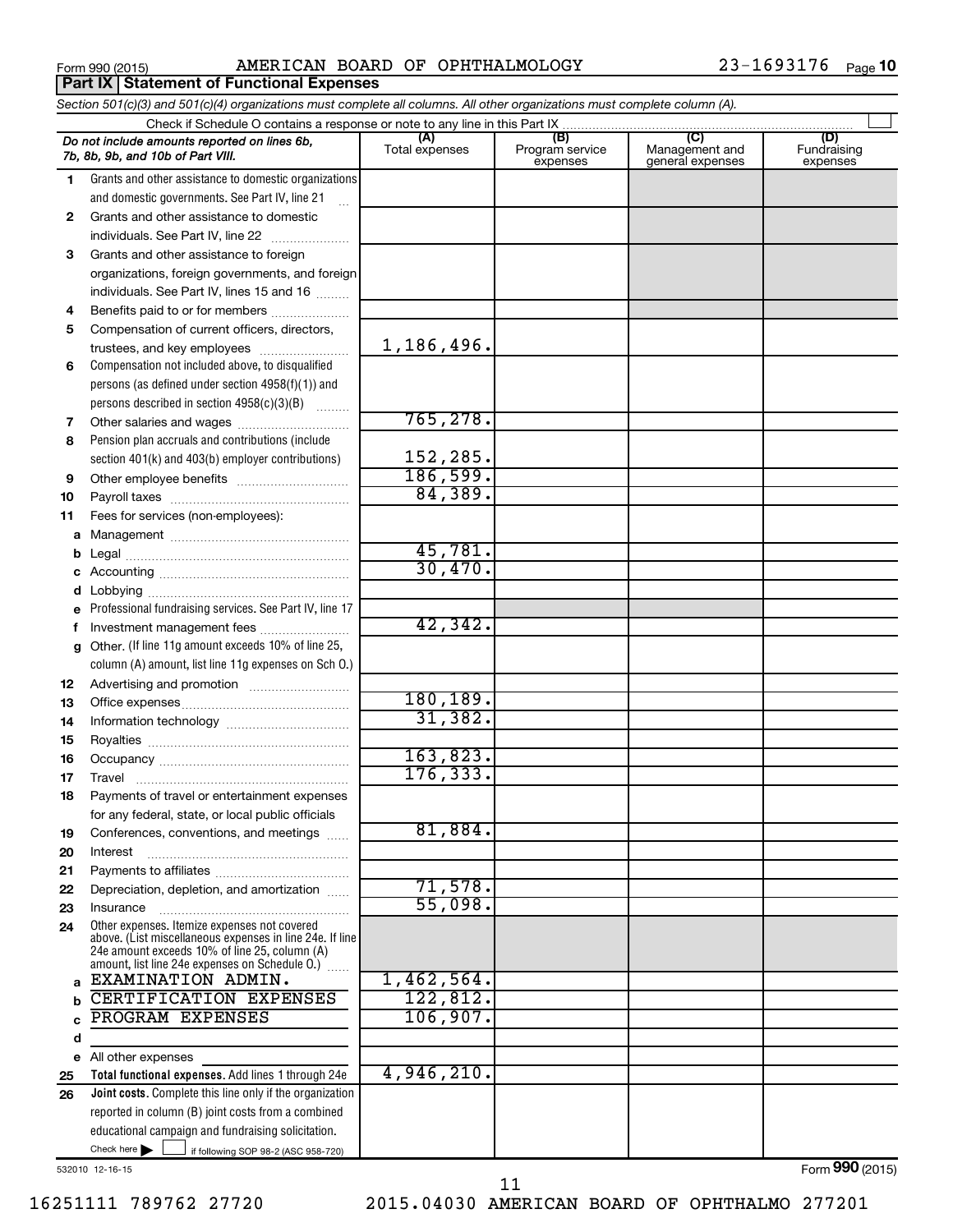Form 990 (2015) AMERICAN BOARD OF OPHTHALMOLOGY 23-1693176 Page 10

## Part IX Statement of Functional Expenses

*Section 501(c)(3) and 501(c)(4) organizations must complete all columns. All other organizations must complete column (A).*

Check if Schedule O contains a response or note to any line in this Part IX ☐

| *Do not include amounts reported on lines 6b, 7b, 8b, 9b, and 10b of Part VIII.* | (A) Total expenses | (B) Program service expenses | (C) Management and general expenses | (D) Fundraising expenses |
|---|---|---|---|---|
| 1 Grants and other assistance to domestic organizations and domestic governments. See Part IV, line 21 | | | | |
| 2 Grants and other assistance to domestic individuals. See Part IV, line 22 | | | | |
| 3 Grants and other assistance to foreign organizations, foreign governments, and foreign individuals. See Part IV, lines 15 and 16 | | | | |
| 4 Benefits paid to or for members | | | | |
| 5 Compensation of current officers, directors, trustees, and key employees | 1,186,496. | | | |
| 6 Compensation not included above, to disqualified persons (as defined under section 4958(f)(1)) and persons described in section 4958(c)(3)(B) | | | | |
| 7 Other salaries and wages | 765,278. | | | |
| 8 Pension plan accruals and contributions (include section 401(k) and 403(b) employer contributions) | 152,285. | | | |
| 9 Other employee benefits | 186,599. | | | |
| 10 Payroll taxes | 84,389. | | | |
| 11 Fees for services (non-employees): | | | | |
| a Management | | | | |
| b Legal | 45,781. | | | |
| c Accounting | 30,470. | | | |
| d Lobbying | | | | |
| e Professional fundraising services. See Part IV, line 17 | | | | |
| f Investment management fees | 42,342. | | | |
| g Other. (If line 11g amount exceeds 10% of line 25, column (A) amount, list line 11g expenses on Sch O.) | | | | |
| 12 Advertising and promotion | | | | |
| 13 Office expenses | 180,189. | | | |
| 14 Information technology | 31,382. | | | |
| 15 Royalties | | | | |
| 16 Occupancy | 163,823. | | | |
| 17 Travel | 176,333. | | | |
| 18 Payments of travel or entertainment expenses for any federal, state, or local public officials | | | | |
| 19 Conferences, conventions, and meetings | 81,884. | | | |
| 20 Interest | | | | |
| 21 Payments to affiliates | | | | |
| 22 Depreciation, depletion, and amortization | 71,578. | | | |
| 23 Insurance | 55,098. | | | |
| 24 Other expenses. Itemize expenses not covered above. (List miscellaneous expenses in line 24e. If line 24e amount exceeds 10% of line 25, column (A) amount, list line 24e expenses on Schedule O.) | | | | |
| a EXAMINATION ADMIN. | 1,462,564. | | | |
| b CERTIFICATION EXPENSES | 122,812. | | | |
| c PROGRAM EXPENSES | 106,907. | | | |
| d | | | | |
| e All other expenses | | | | |
| 25 **Total functional expenses.** Add lines 1 through 24e | 4,946,210. | | | |
| 26 **Joint costs.** Complete this line only if the organization reported in column (B) joint costs from a combined educational campaign and fundraising solicitation. Check here ☐ if following SOP 98-2 (ASC 958-720) | | | | |

532010 12-16-15

Form **990** (2015)

16251111 789762 27720 2015.04030 AMERICAN BOARD OF OPHTHALMO 277201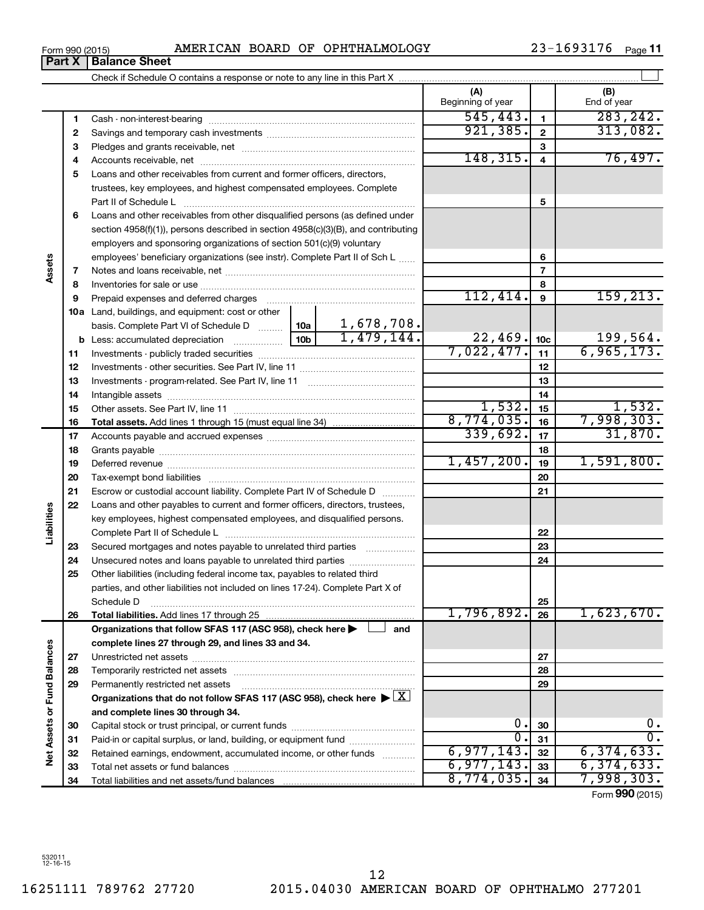Form 990 (2015) AMERICAN BOARD OF OPHTHALMOLOGY 23-1693176 Page 11

**Part X | Balance Sheet**

Check if Schedule O contains a response or note to any line in this Part X ☐

| | | | | (A) Beginning of year | | (B) End of year |
|---|---|---|---|---|---|---|
| **Assets** | 1 | Cash - non-interest-bearing | | 545,443. | 1 | 283,242. |
| | 2 | Savings and temporary cash investments | | 921,385. | 2 | 313,082. |
| | 3 | Pledges and grants receivable, net | | | 3 | |
| | 4 | Accounts receivable, net | | 148,315. | 4 | 76,497. |
| | 5 | Loans and other receivables from current and former officers, directors, trustees, key employees, and highest compensated employees. Complete Part II of Schedule L | | | 5 | |
| | 6 | Loans and other receivables from other disqualified persons (as defined under section 4958(f)(1)), persons described in section 4958(c)(3)(B), and contributing employers and sponsoring organizations of section 501(c)(9) voluntary employees' beneficiary organizations (see instr). Complete Part II of Sch L | | | 6 | |
| | 7 | Notes and loans receivable, net | | | 7 | |
| | 8 | Inventories for sale or use | | | 8 | |
| | 9 | Prepaid expenses and deferred charges | | 112,414. | 9 | 159,213. |
| | 10a | Land, buildings, and equipment: cost or other basis. Complete Part VI of Schedule D | 10a 1,678,708. | | | |
| | b | Less: accumulated depreciation | 10b 1,479,144. | 22,469. | 10c | 199,564. |
| | 11 | Investments - publicly traded securities | | 7,022,477. | 11 | 6,965,173. |
| | 12 | Investments - other securities. See Part IV, line 11 | | | 12 | |
| | 13 | Investments - program-related. See Part IV, line 11 | | | 13 | |
| | 14 | Intangible assets | | | 14 | |
| | 15 | Other assets. See Part IV, line 11 | | 1,532. | 15 | 1,532. |
| | 16 | **Total assets.** Add lines 1 through 15 (must equal line 34) | | 8,774,035. | 16 | 7,998,303. |
| **Liabilities** | 17 | Accounts payable and accrued expenses | | 339,692. | 17 | 31,870. |
| | 18 | Grants payable | | | 18 | |
| | 19 | Deferred revenue | | 1,457,200. | 19 | 1,591,800. |
| | 20 | Tax-exempt bond liabilities | | | 20 | |
| | 21 | Escrow or custodial account liability. Complete Part IV of Schedule D | | | 21 | |
| | 22 | Loans and other payables to current and former officers, directors, trustees, key employees, highest compensated employees, and disqualified persons. Complete Part II of Schedule L | | | 22 | |
| | 23 | Secured mortgages and notes payable to unrelated third parties | | | 23 | |
| | 24 | Unsecured notes and loans payable to unrelated third parties | | | 24 | |
| | 25 | Other liabilities (including federal income tax, payables to related third parties, and other liabilities not included on lines 17-24). Complete Part X of Schedule D | | | 25 | |
| | 26 | **Total liabilities.** Add lines 17 through 25 | | 1,796,892. | 26 | 1,623,670. |
| **Net Assets or Fund Balances** | | **Organizations that follow SFAS 117 (ASC 958), check here ▶ ☐ and complete lines 27 through 29, and lines 33 and 34.** | | | | |
| | 27 | Unrestricted net assets | | | 27 | |
| | 28 | Temporarily restricted net assets | | | 28 | |
| | 29 | Permanently restricted net assets | | | 29 | |
| | | **Organizations that do not follow SFAS 117 (ASC 958), check here ▶ ☒ and complete lines 30 through 34.** | | | | |
| | 30 | Capital stock or trust principal, or current funds | | 0. | 30 | 0. |
| | 31 | Paid-in or capital surplus, or land, building, or equipment fund | | 0. | 31 | 0. |
| | 32 | Retained earnings, endowment, accumulated income, or other funds | | 6,977,143. | 32 | 6,374,633. |
| | 33 | Total net assets or fund balances | | 6,977,143. | 33 | 6,374,633. |
| | 34 | Total liabilities and net assets/fund balances | | 8,774,035. | 34 | 7,998,303. |

Form **990** (2015)

532011 12-16-15

16251111 789762 27720 2015.04030 AMERICAN BOARD OF OPHTHALMO 277201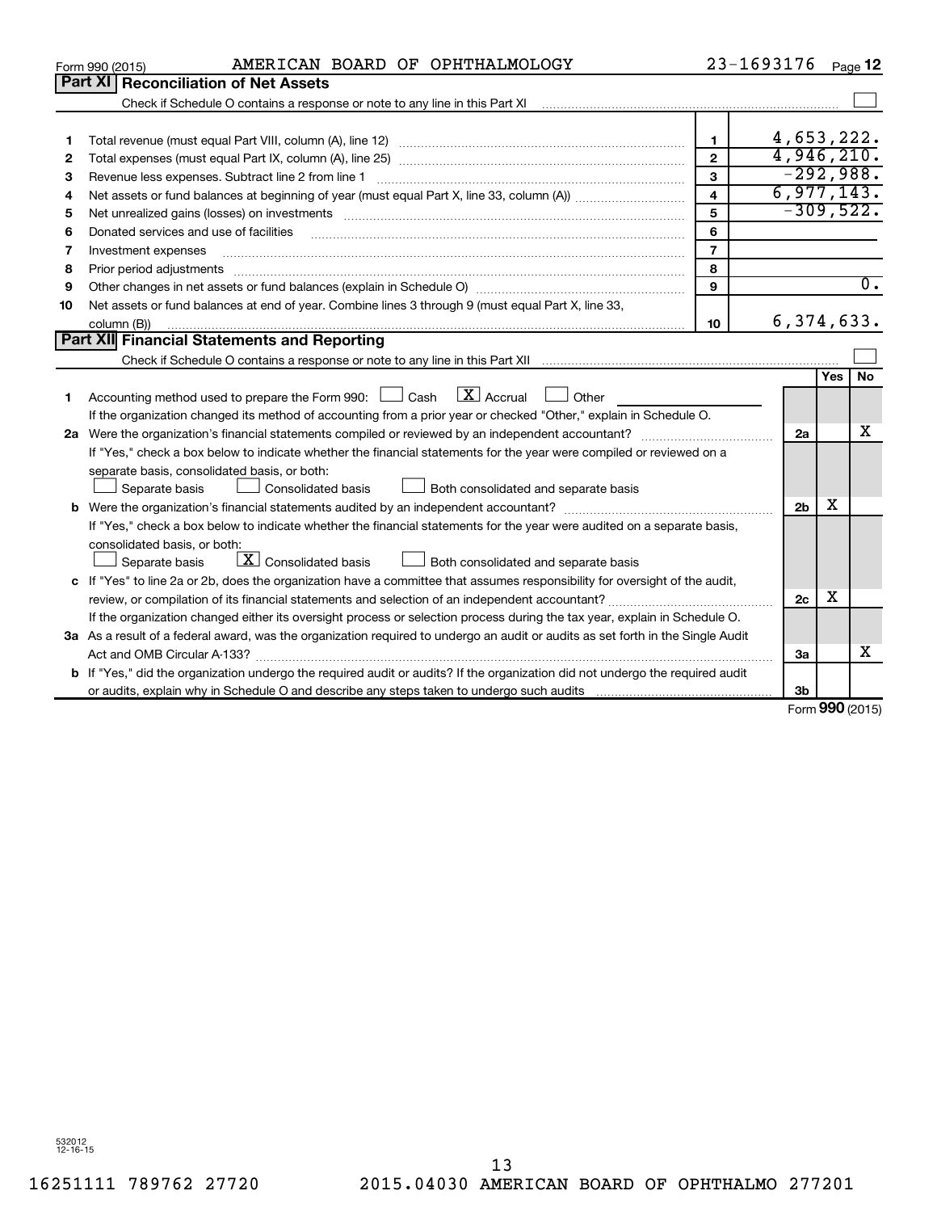Form 990 (2015) AMERICAN BOARD OF OPHTHALMOLOGY 23-1693176 Page **12**

## Part XI Reconciliation of Net Assets

Check if Schedule O contains a response or note to any line in this Part XI ☐

| | | | |
|---|---|---|---|
| 1 | Total revenue (must equal Part VIII, column (A), line 12) | 1 | 4,653,222. |
| 2 | Total expenses (must equal Part IX, column (A), line 25) | 2 | 4,946,210. |
| 3 | Revenue less expenses. Subtract line 2 from line 1 | 3 | -292,988. |
| 4 | Net assets or fund balances at beginning of year (must equal Part X, line 33, column (A)) | 4 | 6,977,143. |
| 5 | Net unrealized gains (losses) on investments | 5 | -309,522. |
| 6 | Donated services and use of facilities | 6 | |
| 7 | Investment expenses | 7 | |
| 8 | Prior period adjustments | 8 | |
| 9 | Other changes in net assets or fund balances (explain in Schedule O) | 9 | 0. |
| 10 | Net assets or fund balances at end of year. Combine lines 3 through 9 (must equal Part X, line 33, column (B)) | 10 | 6,374,633. |

## Part XII Financial Statements and Reporting

Check if Schedule O contains a response or note to any line in this Part XII ☐

| | | | Yes | No |
|---|---|---|---|---|
| 1 | Accounting method used to prepare the Form 990: ☐ Cash ☒ Accrual ☐ Other<br>If the organization changed its method of accounting from a prior year or checked "Other," explain in Schedule O. | | | |
| 2a | Were the organization's financial statements compiled or reviewed by an independent accountant?<br>If "Yes," check a box below to indicate whether the financial statements for the year were compiled or reviewed on a separate basis, consolidated basis, or both:<br>☐ Separate basis ☐ Consolidated basis ☐ Both consolidated and separate basis | 2a | | X |
| b | Were the organization's financial statements audited by an independent accountant?<br>If "Yes," check a box below to indicate whether the financial statements for the year were audited on a separate basis, consolidated basis, or both:<br>☐ Separate basis ☒ Consolidated basis ☐ Both consolidated and separate basis | 2b | X | |
| c | If "Yes" to line 2a or 2b, does the organization have a committee that assumes responsibility for oversight of the audit, review, or compilation of its financial statements and selection of an independent accountant?<br>If the organization changed either its oversight process or selection process during the tax year, explain in Schedule O. | 2c | X | |
| 3a | As a result of a federal award, was the organization required to undergo an audit or audits as set forth in the Single Audit Act and OMB Circular A-133? | 3a | | X |
| b | If "Yes," did the organization undergo the required audit or audits? If the organization did not undergo the required audit or audits, explain in Schedule O and describe any steps taken to undergo such audits | 3b | | |

Form **990** (2015)

532012
12-16-15

16251111 789762 27720 2015.04030 AMERICAN BOARD OF OPHTHALMO 277201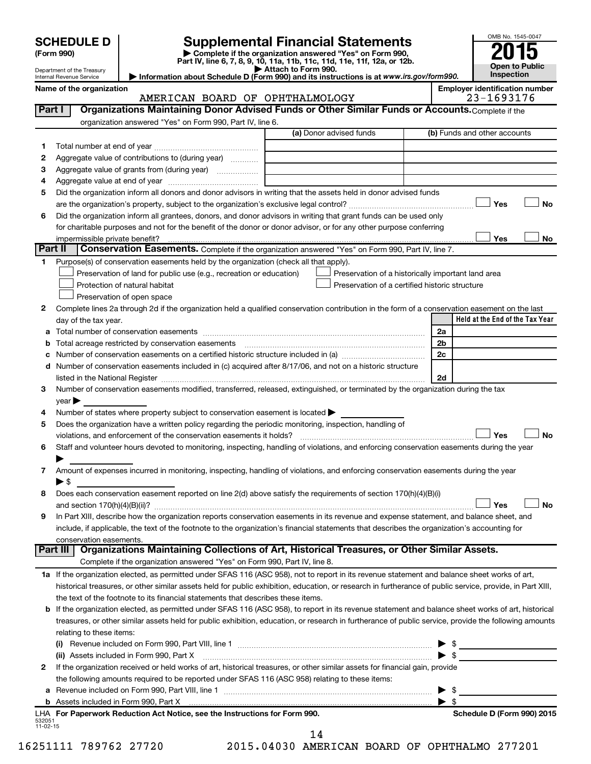# SCHEDULE D (Form 990)

Department of the Treasury
Internal Revenue Service

## Supplemental Financial Statements

▶ Complete if the organization answered "Yes" on Form 990, Part IV, line 6, 7, 8, 9, 10, 11a, 11b, 11c, 11d, 11e, 11f, 12a, or 12b.

▶ Attach to Form 990.

▶ Information about Schedule D (Form 990) and its instructions is at www.irs.gov/form990.

OMB No. 1545-0047

**2015**

**Open to Public Inspection**

**Name of the organization:** AMERICAN BOARD OF OPHTHALMOLOGY

**Employer identification number:** 23-1693176

### Part I — Organizations Maintaining Donor Advised Funds or Other Similar Funds or Accounts.

Complete if the organization answered "Yes" on Form 990, Part IV, line 6.

| | | (a) Donor advised funds | (b) Funds and other accounts |
|---|---|---|---|
| 1 | Total number at end of year | | |
| 2 | Aggregate value of contributions to (during year) | | |
| 3 | Aggregate value of grants from (during year) | | |
| 4 | Aggregate value at end of year | | |

5 Did the organization inform all donors and donor advisors in writing that the assets held in donor advised funds are the organization's property, subject to the organization's exclusive legal control? ☐ Yes ☐ No

6 Did the organization inform all grantees, donors, and donor advisors in writing that grant funds can be used only for charitable purposes and not for the benefit of the donor or donor advisor, or for any other purpose conferring impermissible private benefit? ☐ Yes ☐ No

### Part II — Conservation Easements.

Complete if the organization answered "Yes" on Form 990, Part IV, line 7.

1 Purpose(s) of conservation easements held by the organization (check all that apply).

- ☐ Preservation of land for public use (e.g., recreation or education)
- ☐ Preservation of a historically important land area
- ☐ Protection of natural habitat
- ☐ Preservation of a certified historic structure
- ☐ Preservation of open space

2 Complete lines 2a through 2d if the organization held a qualified conservation contribution in the form of a conservation easement on the last day of the tax year.

| | | | Held at the End of the Tax Year |
|---|---|---|---|
| a | Total number of conservation easements | 2a | |
| b | Total acreage restricted by conservation easements | 2b | |
| c | Number of conservation easements on a certified historic structure included in (a) | 2c | |
| d | Number of conservation easements included in (c) acquired after 8/17/06, and not on a historic structure listed in the National Register | 2d | |

3 Number of conservation easements modified, transferred, released, extinguished, or terminated by the organization during the tax year ▶

4 Number of states where property subject to conservation easement is located ▶

5 Does the organization have a written policy regarding the periodic monitoring, inspection, handling of violations, and enforcement of the conservation easements it holds? ☐ Yes ☐ No

6 Staff and volunteer hours devoted to monitoring, inspecting, handling of violations, and enforcing conservation easements during the year ▶

7 Amount of expenses incurred in monitoring, inspecting, handling of violations, and enforcing conservation easements during the year ▶ $

8 Does each conservation easement reported on line 2(d) above satisfy the requirements of section 170(h)(4)(B)(i) and section 170(h)(4)(B)(ii)? ☐ Yes ☐ No

9 In Part XIII, describe how the organization reports conservation easements in its revenue and expense statement, and balance sheet, and include, if applicable, the text of the footnote to the organization's financial statements that describes the organization's accounting for conservation easements.

### Part III — Organizations Maintaining Collections of Art, Historical Treasures, or Other Similar Assets.

Complete if the organization answered "Yes" on Form 990, Part IV, line 8.

1a If the organization elected, as permitted under SFAS 116 (ASC 958), not to report in its revenue statement and balance sheet works of art, historical treasures, or other similar assets held for public exhibition, education, or research in furtherance of public service, provide, in Part XIII, the text of the footnote to its financial statements that describes these items.

b If the organization elected, as permitted under SFAS 116 (ASC 958), to report in its revenue statement and balance sheet works of art, historical treasures, or other similar assets held for public exhibition, education, or research in furtherance of public service, provide the following amounts relating to these items:

(i) Revenue included on Form 990, Part VIII, line 1 ▶ $

(ii) Assets included in Form 990, Part X ▶ $

2 If the organization received or held works of art, historical treasures, or other similar assets for financial gain, provide the following amounts required to be reported under SFAS 116 (ASC 958) relating to these items:

a Revenue included on Form 990, Part VIII, line 1 ▶ $

b Assets included in Form 990, Part X ▶ $

LHA **For Paperwork Reduction Act Notice, see the Instructions for Form 990.** **Schedule D (Form 990) 2015**

532051
11-02-15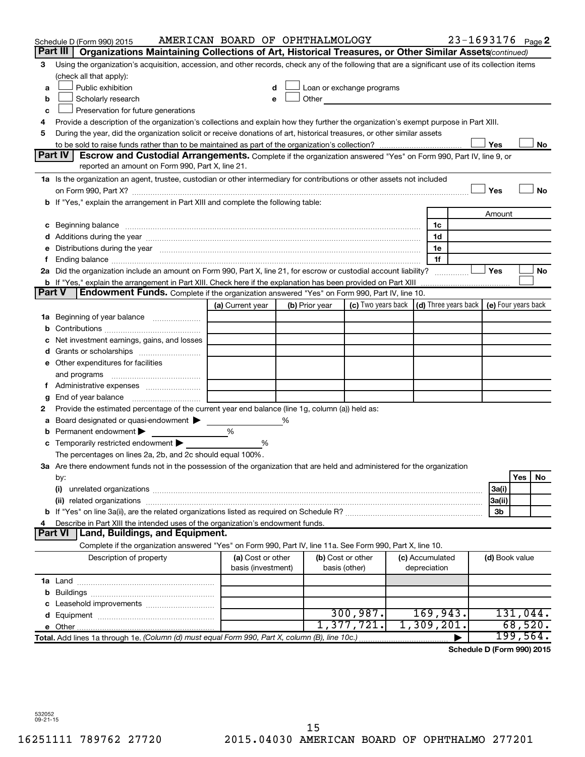Schedule D (Form 990) 2015 AMERICAN BOARD OF OPHTHALMOLOGY 23-1693176 Page 2

## Part III Organizations Maintaining Collections of Art, Historical Treasures, or Other Similar Assets *(continued)*

**3** Using the organization's acquisition, accession, and other records, check any of the following that are a significant use of its collection items (check all that apply):

- **a** ☐ Public exhibition
- **b** ☐ Scholarly research
- **c** ☐ Preservation for future generations
- **d** ☐ Loan or exchange programs
- **e** ☐ Other

**4** Provide a description of the organization's collections and explain how they further the organization's exempt purpose in Part XIII.

**5** During the year, did the organization solicit or receive donations of art, historical treasures, or other similar assets to be sold to raise funds rather than to be maintained as part of the organization's collection? ☐ Yes ☐ No

## Part IV Escrow and Custodial Arrangements.

Complete if the organization answered "Yes" on Form 990, Part IV, line 9, or reported an amount on Form 990, Part X, line 21.

**1a** Is the organization an agent, trustee, custodian or other intermediary for contributions or other assets not included on Form 990, Part X? ☐ Yes ☐ No

**b** If "Yes," explain the arrangement in Part XIII and complete the following table:

| | | Amount |
|---|---|---|
| **c** Beginning balance | 1c | |
| **d** Additions during the year | 1d | |
| **e** Distributions during the year | 1e | |
| **f** Ending balance | 1f | |

**2a** Did the organization include an amount on Form 990, Part X, line 21, for escrow or custodial account liability? ☐ Yes ☐ No

**b** If "Yes," explain the arrangement in Part XIII. Check here if the explanation has been provided on Part XIII ☐

## Part V Endowment Funds.

Complete if the organization answered "Yes" on Form 990, Part IV, line 10.

| | (a) Current year | (b) Prior year | (c) Two years back | (d) Three years back | (e) Four years back |
|---|---|---|---|---|---|
| **1a** Beginning of year balance | | | | | |
| **b** Contributions | | | | | |
| **c** Net investment earnings, gains, and losses | | | | | |
| **d** Grants or scholarships | | | | | |
| **e** Other expenditures for facilities and programs | | | | | |
| **f** Administrative expenses | | | | | |
| **g** End of year balance | | | | | |

**2** Provide the estimated percentage of the current year end balance (line 1g, column (a)) held as:

- **a** Board designated or quasi-endowment ▶ %
- **b** Permanent endowment ▶ %
- **c** Temporarily restricted endowment ▶ %

The percentages on lines 2a, 2b, and 2c should equal 100%.

**3a** Are there endowment funds not in the possession of the organization that are held and administered for the organization by:

| | | Yes | No |
|---|---|---|---|
| (i) unrelated organizations | 3a(i) | | |
| (ii) related organizations | 3a(ii) | | |
| **b** If "Yes" on line 3a(ii), are the related organizations listed as required on Schedule R? | 3b | | |

**4** Describe in Part XIII the intended uses of the organization's endowment funds.

## Part VI Land, Buildings, and Equipment.

Complete if the organization answered "Yes" on Form 990, Part IV, line 11a. See Form 990, Part X, line 10.

| Description of property | (a) Cost or other basis (investment) | (b) Cost or other basis (other) | (c) Accumulated depreciation | (d) Book value |
|---|---|---|---|---|
| **1a** Land | | | | |
| **b** Buildings | | | | |
| **c** Leasehold improvements | | | | |
| **d** Equipment | | 300,987. | 169,943. | 131,044. |
| **e** Other | | 1,377,721. | 1,309,201. | 68,520. |
| **Total.** Add lines 1a through 1e. *(Column (d) must equal Form 990, Part X, column (B), line 10c.)* | | | ▶ | 199,564. |

**Schedule D (Form 990) 2015**

532052
09-21-15

16251111 789762 27720 2015.04030 AMERICAN BOARD OF OPHTHALMO 277201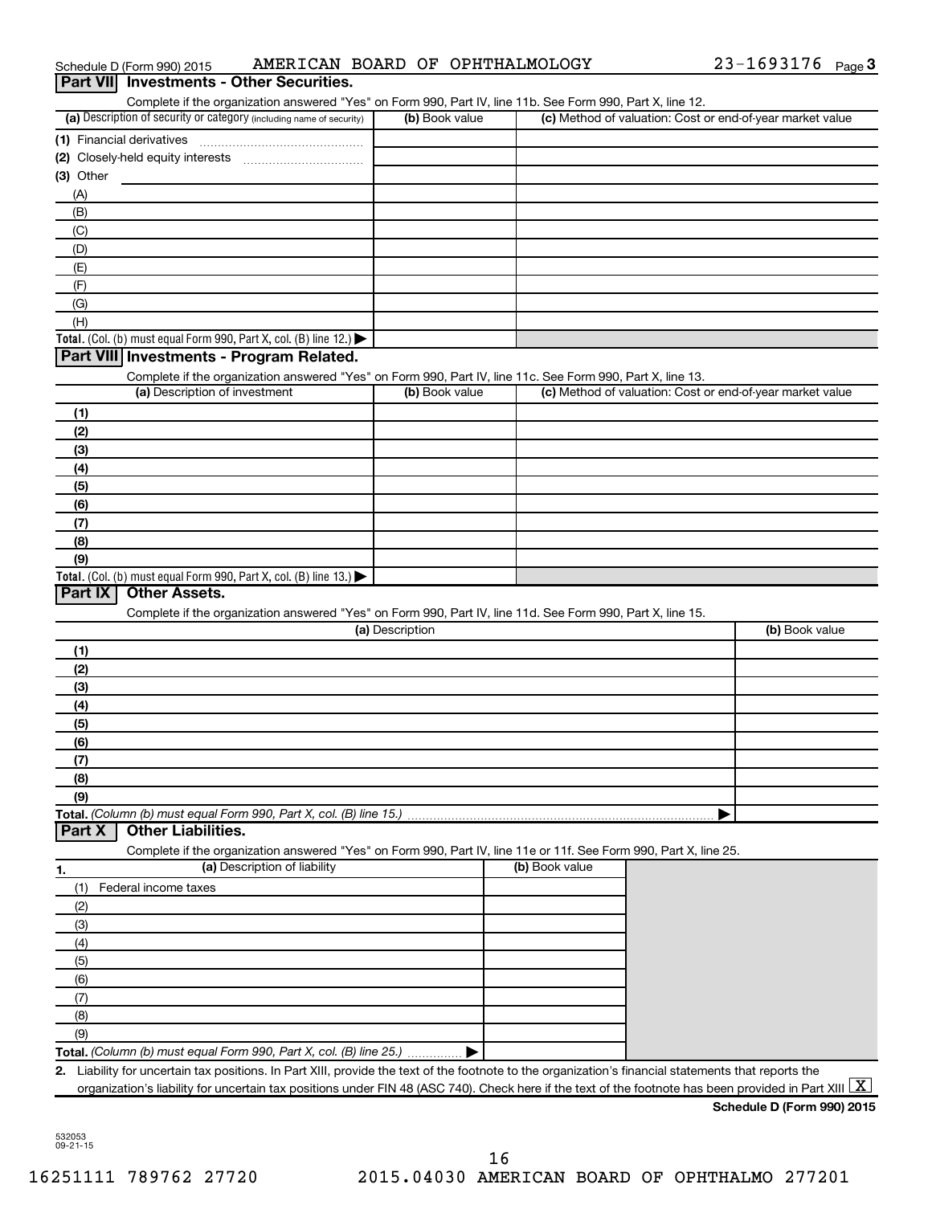Schedule D (Form 990) 2015 AMERICAN BOARD OF OPHTHALMOLOGY 23-1693176 Page 3

## Part VII Investments - Other Securities.

Complete if the organization answered "Yes" on Form 990, Part IV, line 11b. See Form 990, Part X, line 12.

| (a) Description of security or category (including name of security) | (b) Book value | (c) Method of valuation: Cost or end-of-year market value |
|---|---|---|
| (1) Financial derivatives | | |
| (2) Closely-held equity interests | | |
| (3) Other | | |
| (A) | | |
| (B) | | |
| (C) | | |
| (D) | | |
| (E) | | |
| (F) | | |
| (G) | | |
| (H) | | |
| **Total.** (Col. (b) must equal Form 990, Part X, col. (B) line 12.) ▶ | | |

## Part VIII Investments - Program Related.

Complete if the organization answered "Yes" on Form 990, Part IV, line 11c. See Form 990, Part X, line 13.

| (a) Description of investment | (b) Book value | (c) Method of valuation: Cost or end-of-year market value |
|---|---|---|
| (1) | | |
| (2) | | |
| (3) | | |
| (4) | | |
| (5) | | |
| (6) | | |
| (7) | | |
| (8) | | |
| (9) | | |
| **Total.** (Col. (b) must equal Form 990, Part X, col. (B) line 13.) ▶ | | |

## Part IX Other Assets.

Complete if the organization answered "Yes" on Form 990, Part IV, line 11d. See Form 990, Part X, line 15.

| (a) Description | (b) Book value |
|---|---|
| (1) | |
| (2) | |
| (3) | |
| (4) | |
| (5) | |
| (6) | |
| (7) | |
| (8) | |
| (9) | |
| **Total.** *(Column (b) must equal Form 990, Part X, col. (B) line 15.)* ▶ | |

## Part X Other Liabilities.

Complete if the organization answered "Yes" on Form 990, Part IV, line 11e or 11f. See Form 990, Part X, line 25.

| 1. (a) Description of liability | (b) Book value |
|---|---|
| (1) Federal income taxes | |
| (2) | |
| (3) | |
| (4) | |
| (5) | |
| (6) | |
| (7) | |
| (8) | |
| (9) | |
| **Total.** *(Column (b) must equal Form 990, Part X, col. (B) line 25.)* ▶ | |

**2.** Liability for uncertain tax positions. In Part XIII, provide the text of the footnote to the organization's financial statements that reports the organization's liability for uncertain tax positions under FIN 48 (ASC 740). Check here if the text of the footnote has been provided in Part XIII [X]

**Schedule D (Form 990) 2015**

532053 09-21-15

16251111 789762 27720 2015.04030 AMERICAN BOARD OF OPHTHALMO 277201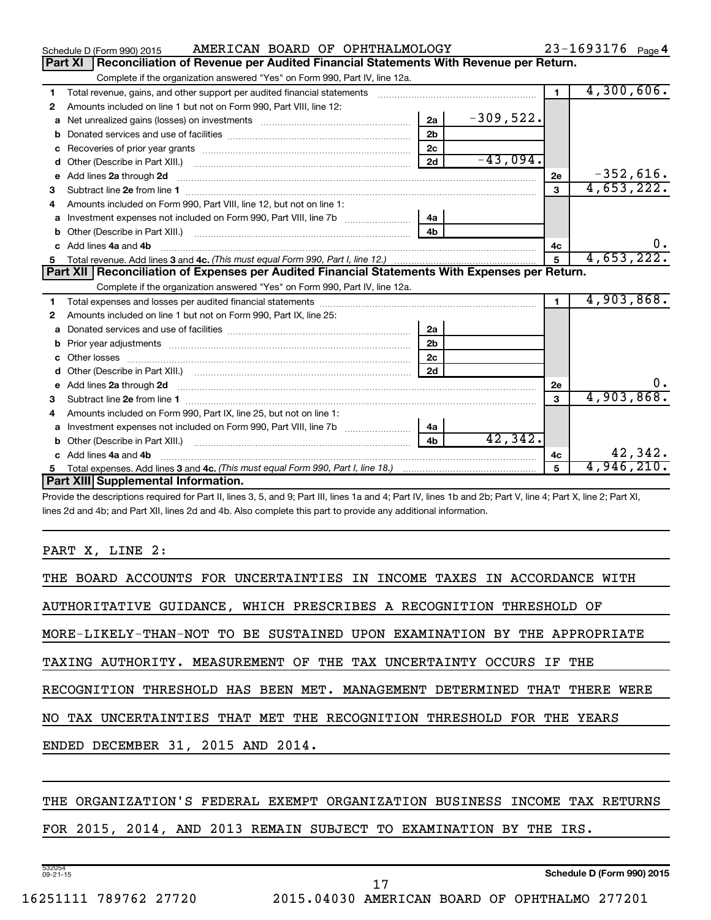Schedule D (Form 990) 2015 AMERICAN BOARD OF OPHTHALMOLOGY 23-1693176 Page 4

## Part XI Reconciliation of Revenue per Audited Financial Statements With Revenue per Return.

Complete if the organization answered "Yes" on Form 990, Part IV, line 12a.

| | | | | | |
|---|---|---|---|---|---|
| 1 | Total revenue, gains, and other support per audited financial statements | | | 1 | 4,300,606. |
| 2 | Amounts included on line 1 but not on Form 990, Part VIII, line 12: | | | | |
| a | Net unrealized gains (losses) on investments | 2a | -309,522. | | |
| b | Donated services and use of facilities | 2b | | | |
| c | Recoveries of prior year grants | 2c | | | |
| d | Other (Describe in Part XIII.) | 2d | -43,094. | | |
| e | Add lines 2a through 2d | | | 2e | -352,616. |
| 3 | Subtract line 2e from line 1 | | | 3 | 4,653,222. |
| 4 | Amounts included on Form 990, Part VIII, line 12, but not on line 1: | | | | |
| a | Investment expenses not included on Form 990, Part VIII, line 7b | 4a | | | |
| b | Other (Describe in Part XIII.) | 4b | | | |
| c | Add lines 4a and 4b | | | 4c | 0. |
| 5 | Total revenue. Add lines 3 and 4c. *(This must equal Form 990, Part I, line 12.)* | | | 5 | 4,653,222. |

## Part XII Reconciliation of Expenses per Audited Financial Statements With Expenses per Return.

Complete if the organization answered "Yes" on Form 990, Part IV, line 12a.

| | | | | | |
|---|---|---|---|---|---|
| 1 | Total expenses and losses per audited financial statements | | | 1 | 4,903,868. |
| 2 | Amounts included on line 1 but not on Form 990, Part IX, line 25: | | | | |
| a | Donated services and use of facilities | 2a | | | |
| b | Prior year adjustments | 2b | | | |
| c | Other losses | 2c | | | |
| d | Other (Describe in Part XIII.) | 2d | | | |
| e | Add lines 2a through 2d | | | 2e | 0. |
| 3 | Subtract line 2e from line 1 | | | 3 | 4,903,868. |
| 4 | Amounts included on Form 990, Part IX, line 25, but not on line 1: | | | | |
| a | Investment expenses not included on Form 990, Part VIII, line 7b | 4a | | | |
| b | Other (Describe in Part XIII.) | 4b | 42,342. | | |
| c | Add lines 4a and 4b | | | 4c | 42,342. |
| 5 | Total expenses. Add lines 3 and 4c. *(This must equal Form 990, Part I, line 18.)* | | | 5 | 4,946,210. |

## Part XIII Supplemental Information.

Provide the descriptions required for Part II, lines 3, 5, and 9; Part III, lines 1a and 4; Part IV, lines 1b and 2b; Part V, line 4; Part X, line 2; Part XI, lines 2d and 4b; and Part XII, lines 2d and 4b. Also complete this part to provide any additional information.

PART X, LINE 2:

THE BOARD ACCOUNTS FOR UNCERTAINTIES IN INCOME TAXES IN ACCORDANCE WITH AUTHORITATIVE GUIDANCE, WHICH PRESCRIBES A RECOGNITION THRESHOLD OF MORE-LIKELY-THAN-NOT TO BE SUSTAINED UPON EXAMINATION BY THE APPROPRIATE TAXING AUTHORITY. MEASUREMENT OF THE TAX UNCERTAINTY OCCURS IF THE RECOGNITION THRESHOLD HAS BEEN MET. MANAGEMENT DETERMINED THAT THERE WERE NO TAX UNCERTAINTIES THAT MET THE RECOGNITION THRESHOLD FOR THE YEARS ENDED DECEMBER 31, 2015 AND 2014.

THE ORGANIZATION'S FEDERAL EXEMPT ORGANIZATION BUSINESS INCOME TAX RETURNS FOR 2015, 2014, AND 2013 REMAIN SUBJECT TO EXAMINATION BY THE IRS.

532054 09-21-15 Schedule D (Form 990) 2015

16251111 789762 27720 2015.04030 AMERICAN BOARD OF OPHTHALMO 277201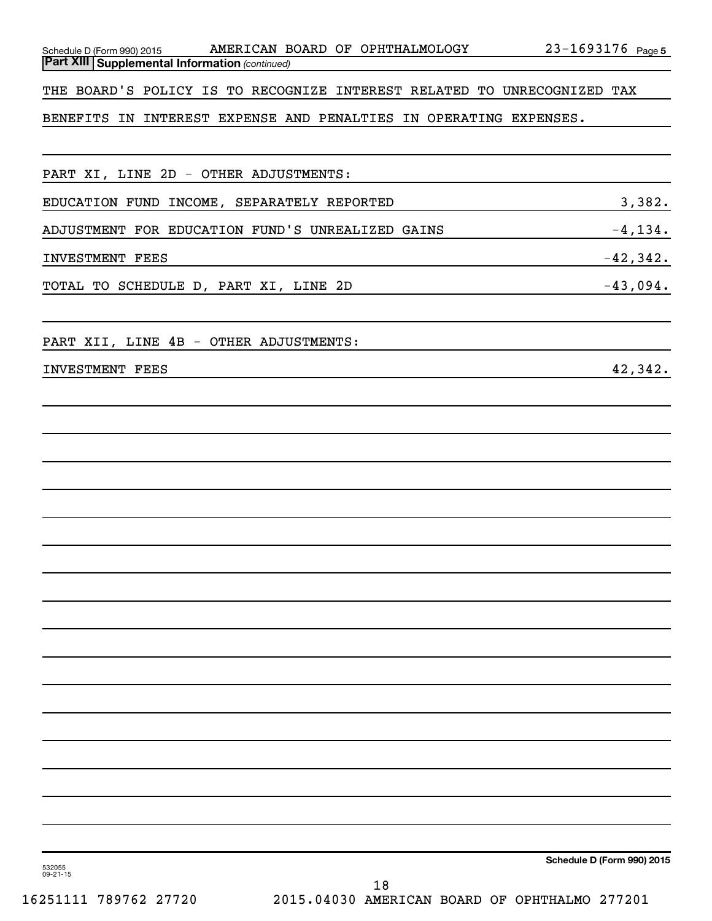Schedule D (Form 990) 2015 AMERICAN BOARD OF OPHTHALMOLOGY 23-1693176 Page 5

**Part XIII Supplemental Information** *(continued)*

THE BOARD'S POLICY IS TO RECOGNIZE INTEREST RELATED TO UNRECOGNIZED TAX BENEFITS IN INTEREST EXPENSE AND PENALTIES IN OPERATING EXPENSES.

PART XI, LINE 2D - OTHER ADJUSTMENTS:

| | |
|---|---:|
| EDUCATION FUND INCOME, SEPARATELY REPORTED | 3,382. |
| ADJUSTMENT FOR EDUCATION FUND'S UNREALIZED GAINS | -4,134. |
| INVESTMENT FEES | -42,342. |
| TOTAL TO SCHEDULE D, PART XI, LINE 2D | -43,094. |

PART XII, LINE 4B - OTHER ADJUSTMENTS:

| | |
|---|---:|
| INVESTMENT FEES | 42,342. |

**Schedule D (Form 990) 2015**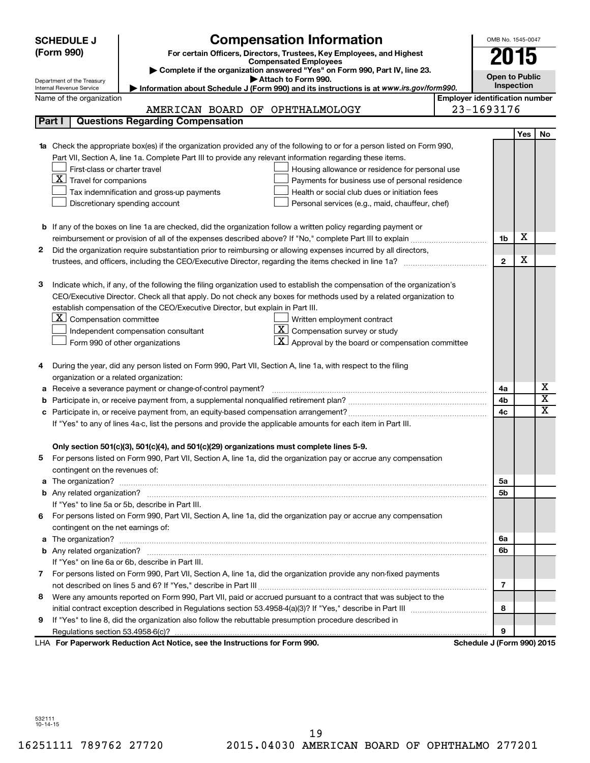**SCHEDULE J (Form 990)**

Department of the Treasury
Internal Revenue Service

# Compensation Information

**For certain Officers, Directors, Trustees, Key Employees, and Highest Compensated Employees**

▶ **Complete if the organization answered "Yes" on Form 990, Part IV, line 23.**

▶ **Attach to Form 990.**

▶ **Information about Schedule J (Form 990) and its instructions is at www.irs.gov/form990.**

OMB No. 1545-0047

**2015**

**Open to Public Inspection**

Name of the organization: AMERICAN BOARD OF OPHTHALMOLOGY

Employer identification number: 23-1693176

## Part I | Questions Regarding Compensation

| | | | Yes | No |
|---|---|---|---|---|
| **1a** | Check the appropriate box(es) if the organization provided any of the following to or for a person listed on Form 990, Part VII, Section A, line 1a. Complete Part III to provide any relevant information regarding these items.<br>☐ First-class or charter travel ☐ Housing allowance or residence for personal use<br>☒ Travel for companions ☐ Payments for business use of personal residence<br>☐ Tax indemnification and gross-up payments ☐ Health or social club dues or initiation fees<br>☐ Discretionary spending account ☐ Personal services (e.g., maid, chauffeur, chef) | | | |
| **b** | If any of the boxes on line 1a are checked, did the organization follow a written policy regarding payment or reimbursement or provision of all of the expenses described above? If "No," complete Part III to explain | 1b | X | |
| **2** | Did the organization require substantiation prior to reimbursing or allowing expenses incurred by all directors, trustees, and officers, including the CEO/Executive Director, regarding the items checked in line 1a? | 2 | X | |
| **3** | Indicate which, if any, of the following the filing organization used to establish the compensation of the organization's CEO/Executive Director. Check all that apply. Do not check any boxes for methods used by a related organization to establish compensation of the CEO/Executive Director, but explain in Part III.<br>☒ Compensation committee ☐ Written employment contract<br>☐ Independent compensation consultant ☒ Compensation survey or study<br>☐ Form 990 of other organizations ☒ Approval by the board or compensation committee | | | |
| **4** | During the year, did any person listed on Form 990, Part VII, Section A, line 1a, with respect to the filing organization or a related organization: | | | |
| **a** | Receive a severance payment or change-of-control payment? | 4a | | X |
| **b** | Participate in, or receive payment from, a supplemental nonqualified retirement plan? | 4b | | X |
| **c** | Participate in, or receive payment from, an equity-based compensation arrangement? | 4c | | X |
| | If "Yes" to any of lines 4a-c, list the persons and provide the applicable amounts for each item in Part III. | | | |
| | **Only section 501(c)(3), 501(c)(4), and 501(c)(29) organizations must complete lines 5-9.** | | | |
| **5** | For persons listed on Form 990, Part VII, Section A, line 1a, did the organization pay or accrue any compensation contingent on the revenues of: | | | |
| **a** | The organization? | 5a | | |
| **b** | Any related organization? | 5b | | |
| | If "Yes" to line 5a or 5b, describe in Part III. | | | |
| **6** | For persons listed on Form 990, Part VII, Section A, line 1a, did the organization pay or accrue any compensation contingent on the net earnings of: | | | |
| **a** | The organization? | 6a | | |
| **b** | Any related organization? | 6b | | |
| | If "Yes" on line 6a or 6b, describe in Part III. | | | |
| **7** | For persons listed on Form 990, Part VII, Section A, line 1a, did the organization provide any non-fixed payments not described on lines 5 and 6? If "Yes," describe in Part III | 7 | | |
| **8** | Were any amounts reported on Form 990, Part VII, paid or accrued pursuant to a contract that was subject to the initial contract exception described in Regulations section 53.4958-4(a)(3)? If "Yes," describe in Part III | 8 | | |
| **9** | If "Yes" to line 8, did the organization also follow the rebuttable presumption procedure described in Regulations section 53.4958-6(c)? | 9 | | |

LHA **For Paperwork Reduction Act Notice, see the Instructions for Form 990.** **Schedule J (Form 990) 2015**

532111
10-14-15

16251111 789762 27720 2015.04030 AMERICAN BOARD OF OPHTHALMO 277201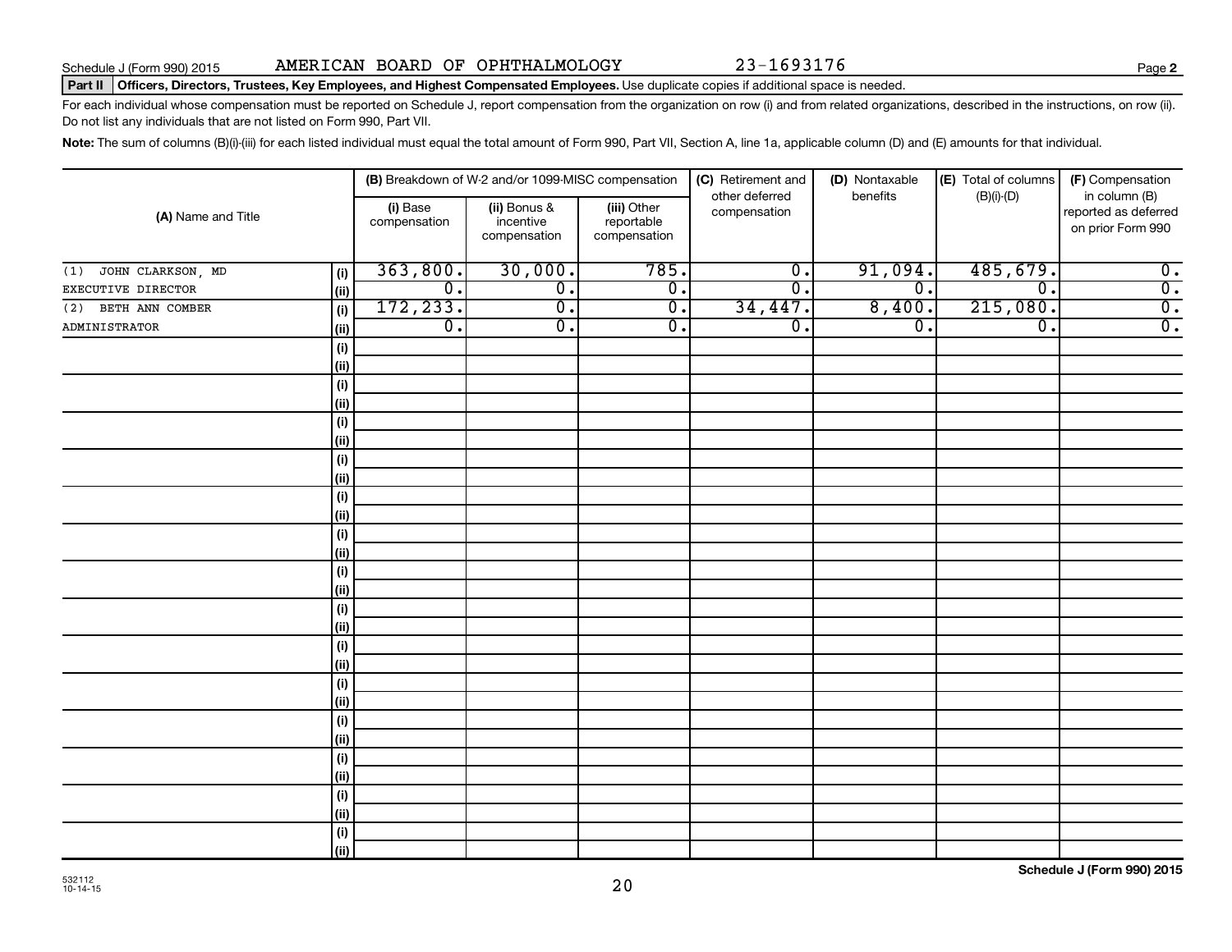Schedule J (Form 990) 2015 AMERICAN BOARD OF OPHTHALMOLOGY 23-1693176

**Part II** **Officers, Directors, Trustees, Key Employees, and Highest Compensated Employees.** Use duplicate copies if additional space is needed.

For each individual whose compensation must be reported on Schedule J, report compensation from the organization on row (i) and from related organizations, described in the instructions, on row (ii). Do not list any individuals that are not listed on Form 990, Part VII.

**Note:** The sum of columns (B)(i)-(iii) for each listed individual must equal the total amount of Form 990, Part VII, Section A, line 1a, applicable column (D) and (E) amounts for that individual.

| (A) Name and Title | | (B) Breakdown of W-2 and/or 1099-MISC compensation | | | (C) Retirement and other deferred compensation | (D) Nontaxable benefits | (E) Total of columns (B)(i)-(D) | (F) Compensation in column (B) reported as deferred on prior Form 990 |
|---|---|---|---|---|---|---|---|---|
| | | (i) Base compensation | (ii) Bonus & incentive compensation | (iii) Other reportable compensation | | | | |
| (1) JOHN CLARKSON, MD | (i) | 363,800. | 30,000. | 785. | 0. | 91,094. | 485,679. | 0. |
| EXECUTIVE DIRECTOR | (ii) | 0. | 0. | 0. | 0. | 0. | 0. | 0. |
| (2) BETH ANN COMBER | (i) | 172,233. | 0. | 0. | 34,447. | 8,400. | 215,080. | 0. |
| ADMINISTRATOR | (ii) | 0. | 0. | 0. | 0. | 0. | 0. | 0. |
| | (i) | | | | | | | |
| | (ii) | | | | | | | |
| | (i) | | | | | | | |
| | (ii) | | | | | | | |
| | (i) | | | | | | | |
| | (ii) | | | | | | | |
| | (i) | | | | | | | |
| | (ii) | | | | | | | |
| | (i) | | | | | | | |
| | (ii) | | | | | | | |
| | (i) | | | | | | | |
| | (ii) | | | | | | | |
| | (i) | | | | | | | |
| | (ii) | | | | | | | |
| | (i) | | | | | | | |
| | (ii) | | | | | | | |
| | (i) | | | | | | | |
| | (ii) | | | | | | | |
| | (i) | | | | | | | |
| | (ii) | | | | | | | |
| | (i) | | | | | | | |
| | (ii) | | | | | | | |
| | (i) | | | | | | | |
| | (ii) | | | | | | | |
| | (i) | | | | | | | |
| | (ii) | | | | | | | |
| | (i) | | | | | | | |
| | (ii) | | | | | | | |

532112
10-14-15

**Schedule J (Form 990) 2015**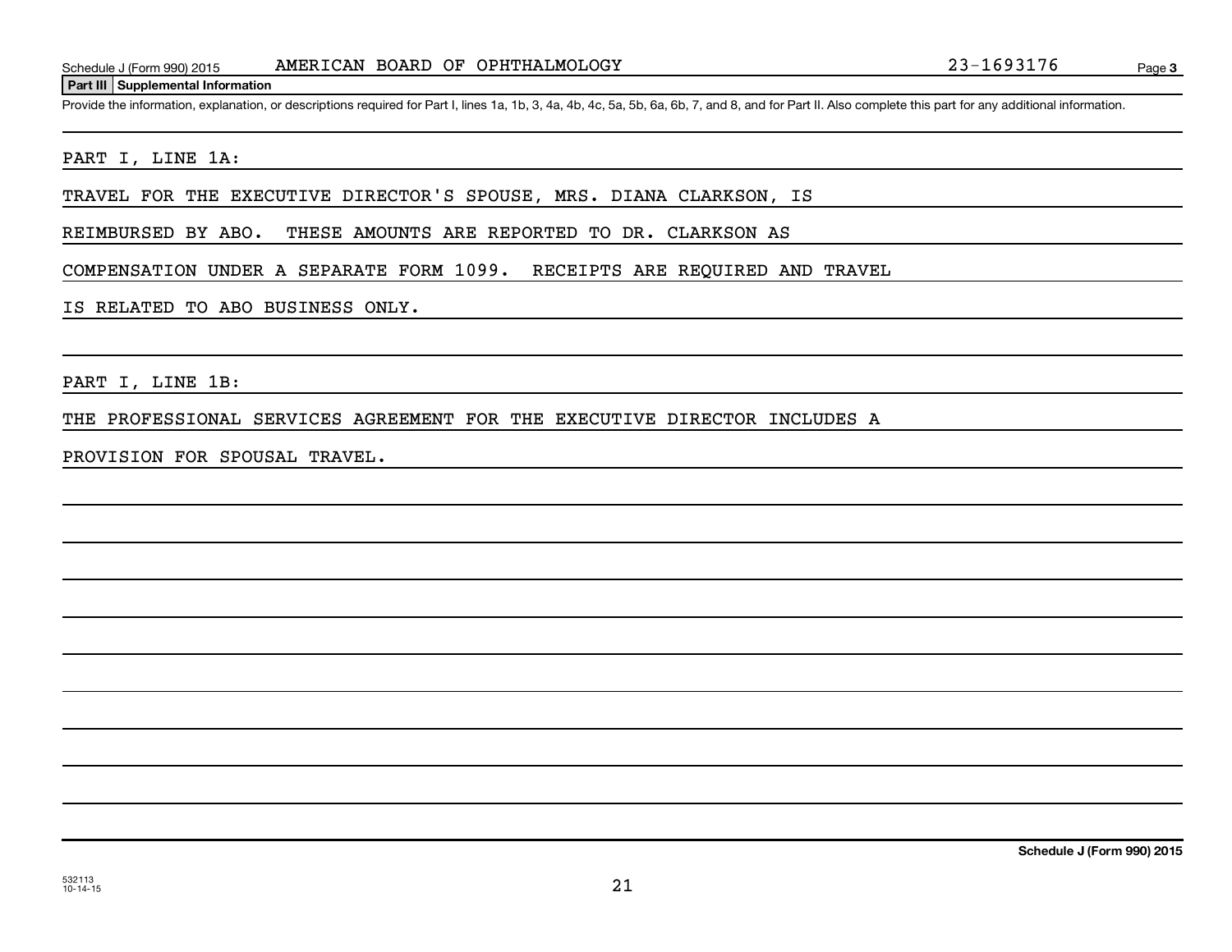**Part III Supplemental Information**

Provide the information, explanation, or descriptions required for Part I, lines 1a, 1b, 3, 4a, 4b, 4c, 5a, 5b, 6a, 6b, 7, and 8, and for Part II. Also complete this part for any additional information.

PART I, LINE 1A:

TRAVEL FOR THE EXECUTIVE DIRECTOR'S SPOUSE, MRS. DIANA CLARKSON, IS REIMBURSED BY ABO. THESE AMOUNTS ARE REPORTED TO DR. CLARKSON AS COMPENSATION UNDER A SEPARATE FORM 1099. RECEIPTS ARE REQUIRED AND TRAVEL IS RELATED TO ABO BUSINESS ONLY.

PART I, LINE 1B:

THE PROFESSIONAL SERVICES AGREEMENT FOR THE EXECUTIVE DIRECTOR INCLUDES A PROVISION FOR SPOUSAL TRAVEL.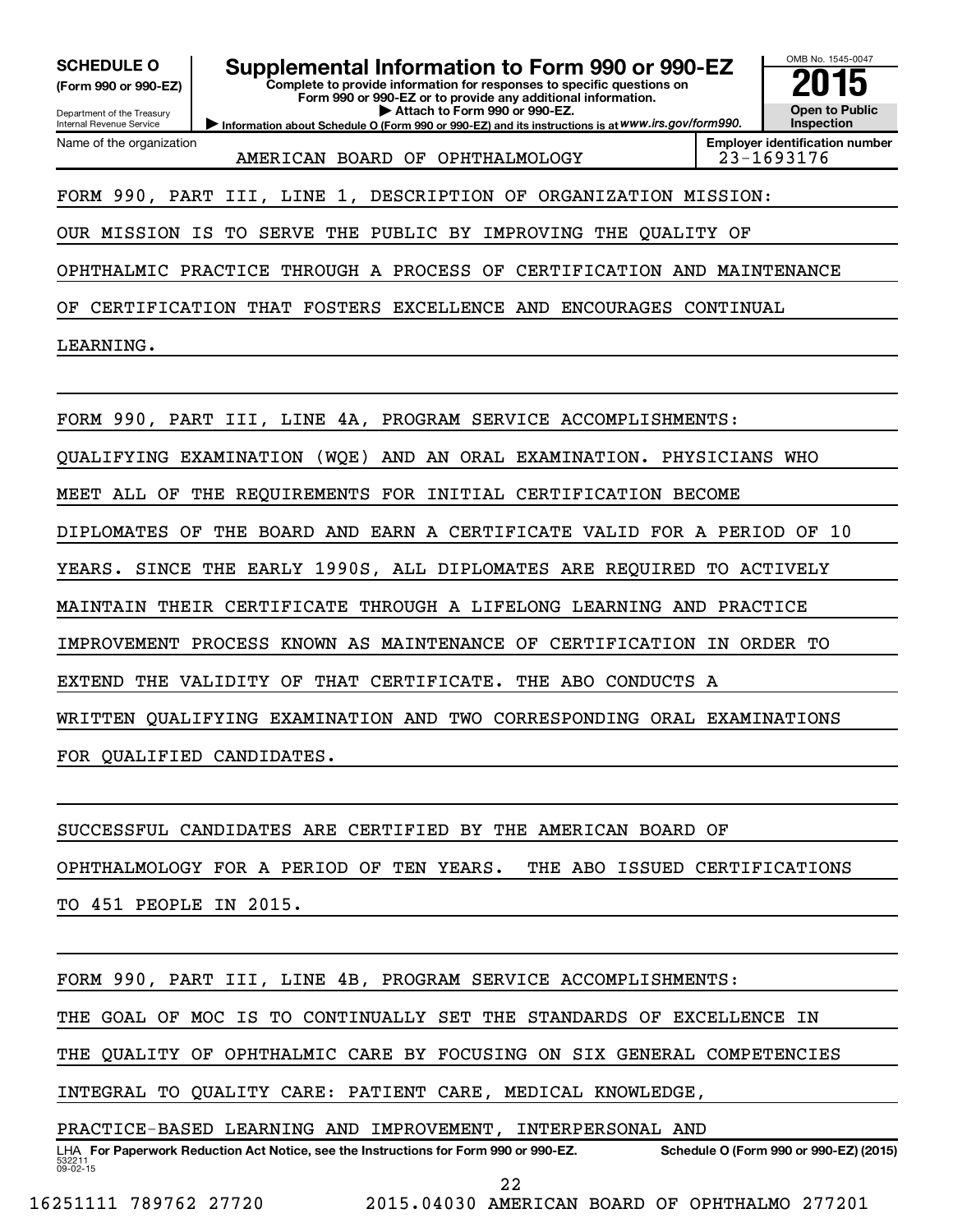**SCHEDULE O (Form 990 or 990-EZ)**

Department of the Treasury
Internal Revenue Service

# Supplemental Information to Form 990 or 990-EZ

**Complete to provide information for responses to specific questions on Form 990 or 990-EZ or to provide any additional information.**

▶ Attach to Form 990 or 990-EZ.

▶ Information about Schedule O (Form 990 or 990-EZ) and its instructions is at *www.irs.gov/form990.*

OMB No. 1545-0047

**2015**

**Open to Public Inspection**

Name of the organization: AMERICAN BOARD OF OPHTHALMOLOGY

**Employer identification number** 23-1693176

FORM 990, PART III, LINE 1, DESCRIPTION OF ORGANIZATION MISSION:

OUR MISSION IS TO SERVE THE PUBLIC BY IMPROVING THE QUALITY OF OPHTHALMIC PRACTICE THROUGH A PROCESS OF CERTIFICATION AND MAINTENANCE OF CERTIFICATION THAT FOSTERS EXCELLENCE AND ENCOURAGES CONTINUAL LEARNING.

FORM 990, PART III, LINE 4A, PROGRAM SERVICE ACCOMPLISHMENTS:

QUALIFYING EXAMINATION (WQE) AND AN ORAL EXAMINATION. PHYSICIANS WHO MEET ALL OF THE REQUIREMENTS FOR INITIAL CERTIFICATION BECOME DIPLOMATES OF THE BOARD AND EARN A CERTIFICATE VALID FOR A PERIOD OF 10 YEARS. SINCE THE EARLY 1990S, ALL DIPLOMATES ARE REQUIRED TO ACTIVELY MAINTAIN THEIR CERTIFICATE THROUGH A LIFELONG LEARNING AND PRACTICE IMPROVEMENT PROCESS KNOWN AS MAINTENANCE OF CERTIFICATION IN ORDER TO EXTEND THE VALIDITY OF THAT CERTIFICATE. THE ABO CONDUCTS A WRITTEN QUALIFYING EXAMINATION AND TWO CORRESPONDING ORAL EXAMINATIONS FOR QUALIFIED CANDIDATES.

SUCCESSFUL CANDIDATES ARE CERTIFIED BY THE AMERICAN BOARD OF OPHTHALMOLOGY FOR A PERIOD OF TEN YEARS. THE ABO ISSUED CERTIFICATIONS TO 451 PEOPLE IN 2015.

FORM 990, PART III, LINE 4B, PROGRAM SERVICE ACCOMPLISHMENTS:

THE GOAL OF MOC IS TO CONTINUALLY SET THE STANDARDS OF EXCELLENCE IN THE QUALITY OF OPHTHALMIC CARE BY FOCUSING ON SIX GENERAL COMPETENCIES INTEGRAL TO QUALITY CARE: PATIENT CARE, MEDICAL KNOWLEDGE, PRACTICE-BASED LEARNING AND IMPROVEMENT, INTERPERSONAL AND

LHA **For Paperwork Reduction Act Notice, see the Instructions for Form 990 or 990-EZ.** **Schedule O (Form 990 or 990-EZ) (2015)**

532211 09-02-15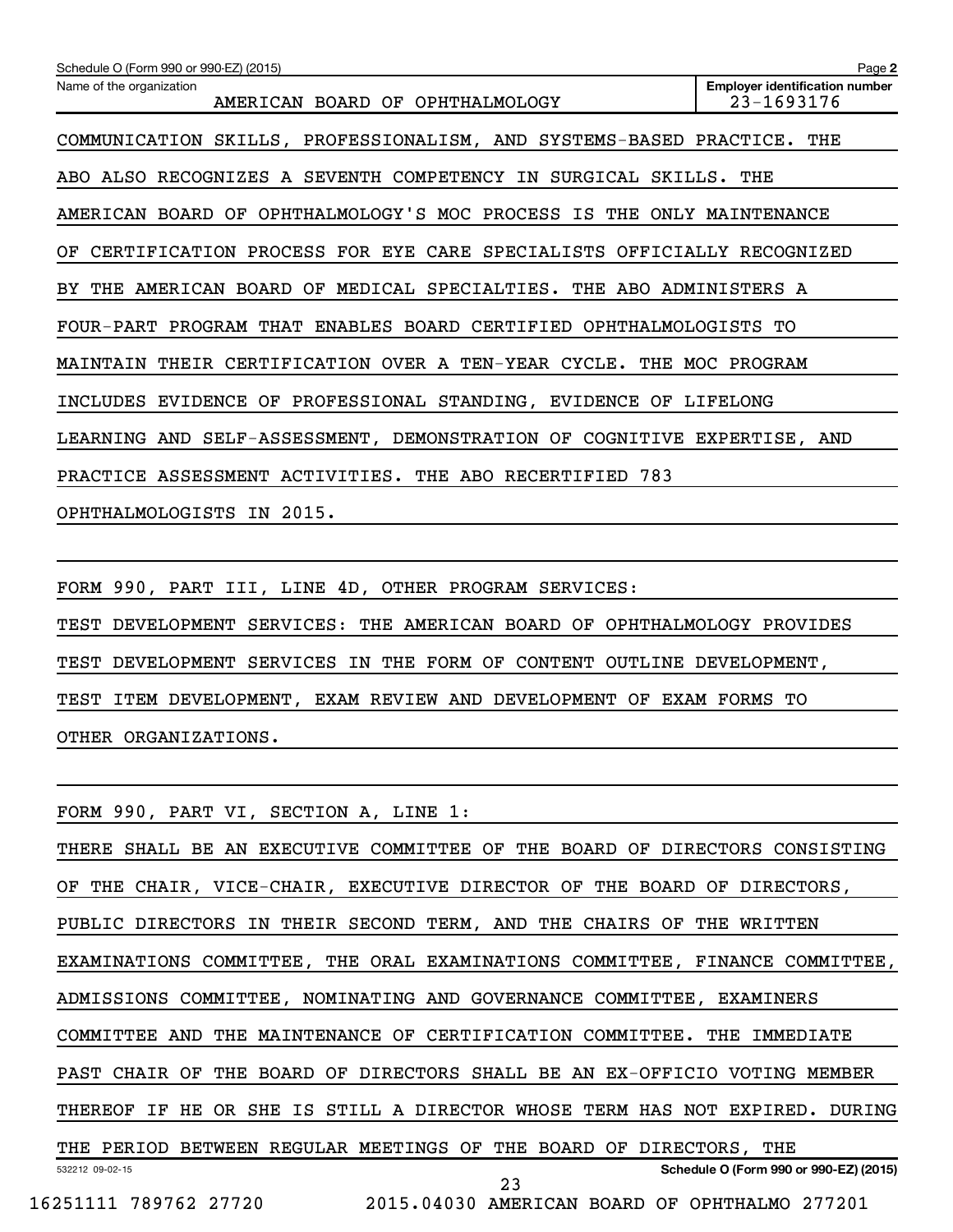Schedule O (Form 990 or 990-EZ) (2015)

Name of the organization: AMERICAN BOARD OF OPHTHALMOLOGY

Employer identification number: 23-1693176

COMMUNICATION SKILLS, PROFESSIONALISM, AND SYSTEMS-BASED PRACTICE. THE ABO ALSO RECOGNIZES A SEVENTH COMPETENCY IN SURGICAL SKILLS. THE AMERICAN BOARD OF OPHTHALMOLOGY'S MOC PROCESS IS THE ONLY MAINTENANCE OF CERTIFICATION PROCESS FOR EYE CARE SPECIALISTS OFFICIALLY RECOGNIZED BY THE AMERICAN BOARD OF MEDICAL SPECIALTIES. THE ABO ADMINISTERS A FOUR-PART PROGRAM THAT ENABLES BOARD CERTIFIED OPHTHALMOLOGISTS TO MAINTAIN THEIR CERTIFICATION OVER A TEN-YEAR CYCLE. THE MOC PROGRAM INCLUDES EVIDENCE OF PROFESSIONAL STANDING, EVIDENCE OF LIFELONG LEARNING AND SELF-ASSESSMENT, DEMONSTRATION OF COGNITIVE EXPERTISE, AND PRACTICE ASSESSMENT ACTIVITIES. THE ABO RECERTIFIED 783 OPHTHALMOLOGISTS IN 2015.

FORM 990, PART III, LINE 4D, OTHER PROGRAM SERVICES:

TEST DEVELOPMENT SERVICES: THE AMERICAN BOARD OF OPHTHALMOLOGY PROVIDES TEST DEVELOPMENT SERVICES IN THE FORM OF CONTENT OUTLINE DEVELOPMENT, TEST ITEM DEVELOPMENT, EXAM REVIEW AND DEVELOPMENT OF EXAM FORMS TO OTHER ORGANIZATIONS.

FORM 990, PART VI, SECTION A, LINE 1:

THERE SHALL BE AN EXECUTIVE COMMITTEE OF THE BOARD OF DIRECTORS CONSISTING OF THE CHAIR, VICE-CHAIR, EXECUTIVE DIRECTOR OF THE BOARD OF DIRECTORS, PUBLIC DIRECTORS IN THEIR SECOND TERM, AND THE CHAIRS OF THE WRITTEN EXAMINATIONS COMMITTEE, THE ORAL EXAMINATIONS COMMITTEE, FINANCE COMMITTEE, ADMISSIONS COMMITTEE, NOMINATING AND GOVERNANCE COMMITTEE, EXAMINERS COMMITTEE AND THE MAINTENANCE OF CERTIFICATION COMMITTEE. THE IMMEDIATE PAST CHAIR OF THE BOARD OF DIRECTORS SHALL BE AN EX-OFFICIO VOTING MEMBER THEREOF IF HE OR SHE IS STILL A DIRECTOR WHOSE TERM HAS NOT EXPIRED. DURING THE PERIOD BETWEEN REGULAR MEETINGS OF THE BOARD OF DIRECTORS, THE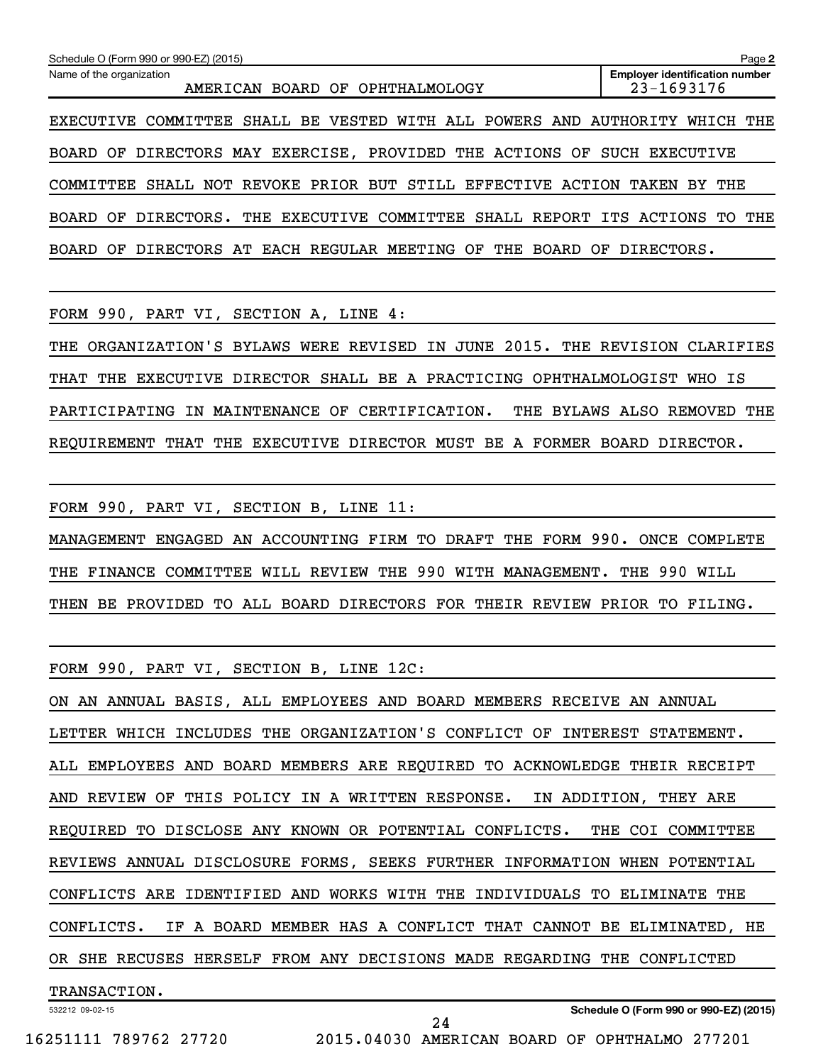Schedule O (Form 990 or 990-EZ) (2015) Page **2**

Name of the organization: AMERICAN BOARD OF OPHTHALMOLOGY

**Employer identification number** 23-1693176

EXECUTIVE COMMITTEE SHALL BE VESTED WITH ALL POWERS AND AUTHORITY WHICH THE BOARD OF DIRECTORS MAY EXERCISE, PROVIDED THE ACTIONS OF SUCH EXECUTIVE COMMITTEE SHALL NOT REVOKE PRIOR BUT STILL EFFECTIVE ACTION TAKEN BY THE BOARD OF DIRECTORS. THE EXECUTIVE COMMITTEE SHALL REPORT ITS ACTIONS TO THE BOARD OF DIRECTORS AT EACH REGULAR MEETING OF THE BOARD OF DIRECTORS.

FORM 990, PART VI, SECTION A, LINE 4:

THE ORGANIZATION'S BYLAWS WERE REVISED IN JUNE 2015. THE REVISION CLARIFIES THAT THE EXECUTIVE DIRECTOR SHALL BE A PRACTICING OPHTHALMOLOGIST WHO IS PARTICIPATING IN MAINTENANCE OF CERTIFICATION. THE BYLAWS ALSO REMOVED THE REQUIREMENT THAT THE EXECUTIVE DIRECTOR MUST BE A FORMER BOARD DIRECTOR.

FORM 990, PART VI, SECTION B, LINE 11:

MANAGEMENT ENGAGED AN ACCOUNTING FIRM TO DRAFT THE FORM 990. ONCE COMPLETE THE FINANCE COMMITTEE WILL REVIEW THE 990 WITH MANAGEMENT. THE 990 WILL THEN BE PROVIDED TO ALL BOARD DIRECTORS FOR THEIR REVIEW PRIOR TO FILING.

FORM 990, PART VI, SECTION B, LINE 12C:

ON AN ANNUAL BASIS, ALL EMPLOYEES AND BOARD MEMBERS RECEIVE AN ANNUAL LETTER WHICH INCLUDES THE ORGANIZATION'S CONFLICT OF INTEREST STATEMENT. ALL EMPLOYEES AND BOARD MEMBERS ARE REQUIRED TO ACKNOWLEDGE THEIR RECEIPT AND REVIEW OF THIS POLICY IN A WRITTEN RESPONSE. IN ADDITION, THEY ARE REQUIRED TO DISCLOSE ANY KNOWN OR POTENTIAL CONFLICTS. THE COI COMMITTEE REVIEWS ANNUAL DISCLOSURE FORMS, SEEKS FURTHER INFORMATION WHEN POTENTIAL CONFLICTS ARE IDENTIFIED AND WORKS WITH THE INDIVIDUALS TO ELIMINATE THE CONFLICTS. IF A BOARD MEMBER HAS A CONFLICT THAT CANNOT BE ELIMINATED, HE OR SHE RECUSES HERSELF FROM ANY DECISIONS MADE REGARDING THE CONFLICTED TRANSACTION.

532212 09-02-15 **Schedule O (Form 990 or 990-EZ) (2015)**

16251111 789762 27720 2015.04030 AMERICAN BOARD OF OPHTHALMO 277201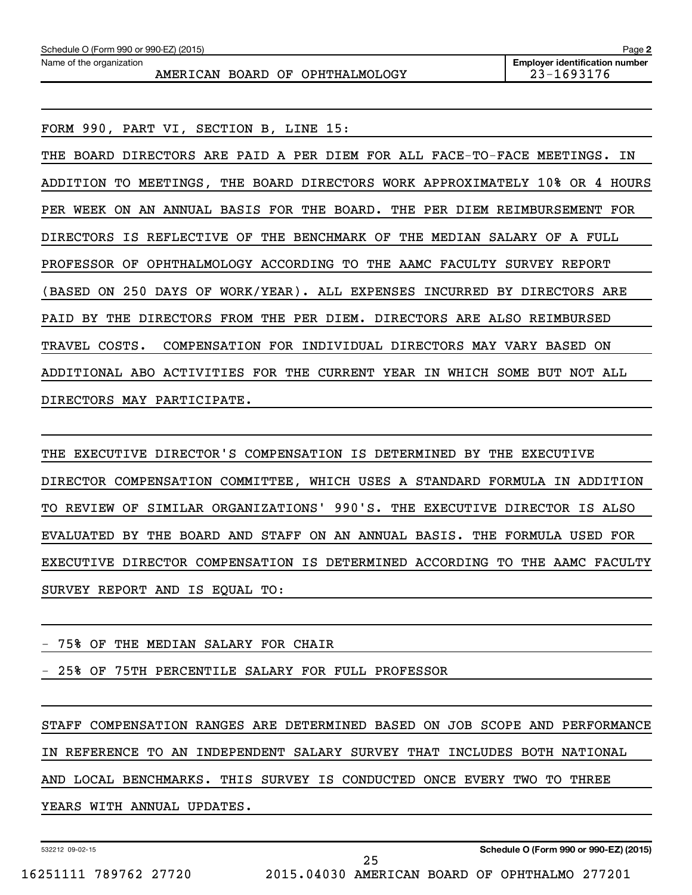Schedule O (Form 990 or 990-EZ) (2015)

Name of the organization: AMERICAN BOARD OF OPHTHALMOLOGY

**Employer identification number** 23-1693176

FORM 990, PART VI, SECTION B, LINE 15:

THE BOARD DIRECTORS ARE PAID A PER DIEM FOR ALL FACE-TO-FACE MEETINGS. IN ADDITION TO MEETINGS, THE BOARD DIRECTORS WORK APPROXIMATELY 10% OR 4 HOURS PER WEEK ON AN ANNUAL BASIS FOR THE BOARD. THE PER DIEM REIMBURSEMENT FOR DIRECTORS IS REFLECTIVE OF THE BENCHMARK OF THE MEDIAN SALARY OF A FULL PROFESSOR OF OPHTHALMOLOGY ACCORDING TO THE AAMC FACULTY SURVEY REPORT (BASED ON 250 DAYS OF WORK/YEAR). ALL EXPENSES INCURRED BY DIRECTORS ARE PAID BY THE DIRECTORS FROM THE PER DIEM. DIRECTORS ARE ALSO REIMBURSED TRAVEL COSTS. COMPENSATION FOR INDIVIDUAL DIRECTORS MAY VARY BASED ON ADDITIONAL ABO ACTIVITIES FOR THE CURRENT YEAR IN WHICH SOME BUT NOT ALL DIRECTORS MAY PARTICIPATE.

THE EXECUTIVE DIRECTOR'S COMPENSATION IS DETERMINED BY THE EXECUTIVE DIRECTOR COMPENSATION COMMITTEE, WHICH USES A STANDARD FORMULA IN ADDITION TO REVIEW OF SIMILAR ORGANIZATIONS' 990'S. THE EXECUTIVE DIRECTOR IS ALSO EVALUATED BY THE BOARD AND STAFF ON AN ANNUAL BASIS. THE FORMULA USED FOR EXECUTIVE DIRECTOR COMPENSATION IS DETERMINED ACCORDING TO THE AAMC FACULTY SURVEY REPORT AND IS EQUAL TO:

- 75% OF THE MEDIAN SALARY FOR CHAIR
- 25% OF 75TH PERCENTILE SALARY FOR FULL PROFESSOR

STAFF COMPENSATION RANGES ARE DETERMINED BASED ON JOB SCOPE AND PERFORMANCE IN REFERENCE TO AN INDEPENDENT SALARY SURVEY THAT INCLUDES BOTH NATIONAL AND LOCAL BENCHMARKS. THIS SURVEY IS CONDUCTED ONCE EVERY TWO TO THREE YEARS WITH ANNUAL UPDATES.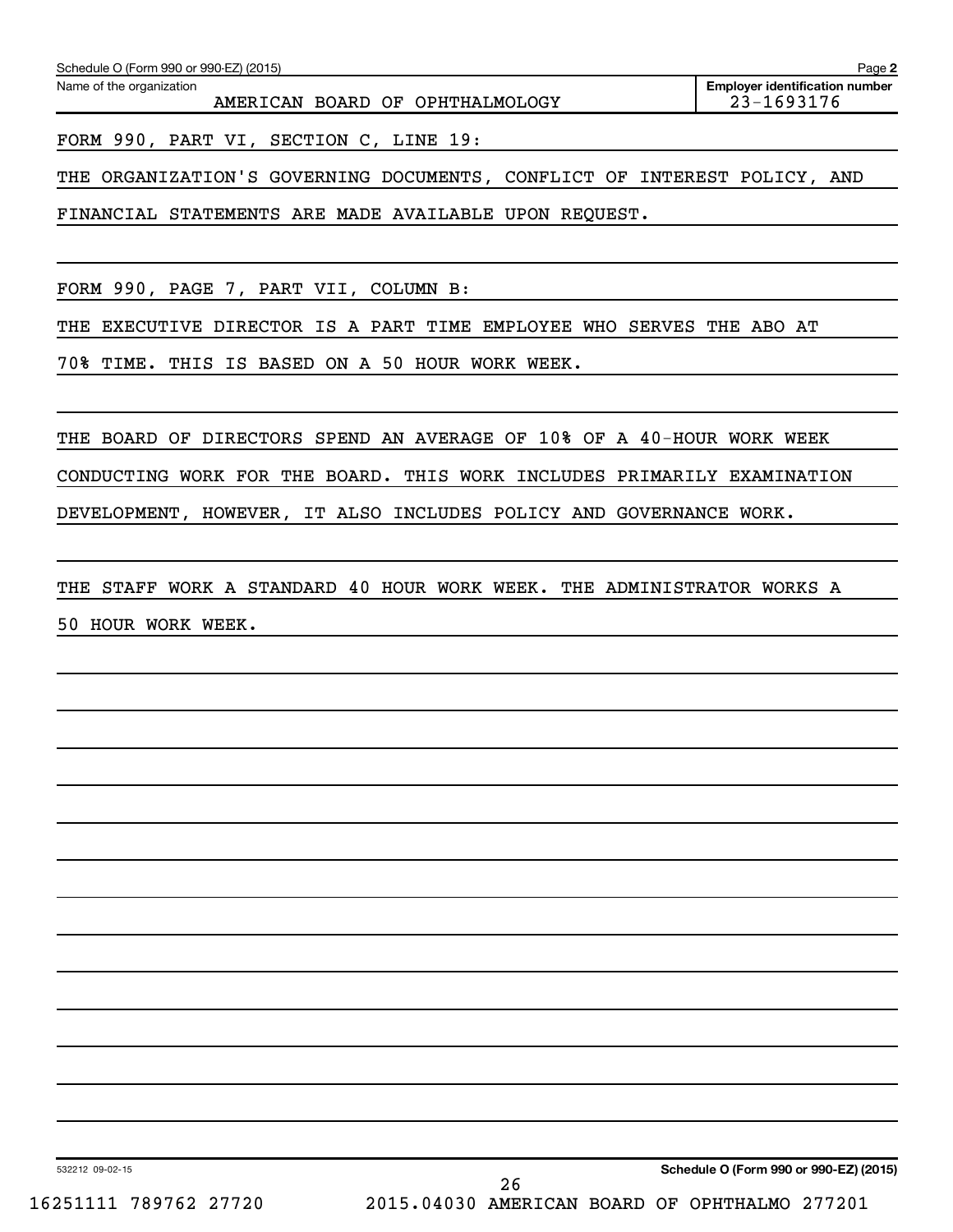Schedule O (Form 990 or 990-EZ) (2015) Page **2**

| Name of the organization | Employer identification number |
|---|---|
| AMERICAN BOARD OF OPHTHALMOLOGY | 23-1693176 |

FORM 990, PART VI, SECTION C, LINE 19:

THE ORGANIZATION'S GOVERNING DOCUMENTS, CONFLICT OF INTEREST POLICY, AND FINANCIAL STATEMENTS ARE MADE AVAILABLE UPON REQUEST.

FORM 990, PAGE 7, PART VII, COLUMN B:

THE EXECUTIVE DIRECTOR IS A PART TIME EMPLOYEE WHO SERVES THE ABO AT 70% TIME. THIS IS BASED ON A 50 HOUR WORK WEEK.

THE BOARD OF DIRECTORS SPEND AN AVERAGE OF 10% OF A 40-HOUR WORK WEEK CONDUCTING WORK FOR THE BOARD. THIS WORK INCLUDES PRIMARILY EXAMINATION DEVELOPMENT, HOWEVER, IT ALSO INCLUDES POLICY AND GOVERNANCE WORK.

THE STAFF WORK A STANDARD 40 HOUR WORK WEEK. THE ADMINISTRATOR WORKS A 50 HOUR WORK WEEK.

532212 09-02-15 **Schedule O (Form 990 or 990-EZ) (2015)**

16251111 789762 27720 2015.04030 AMERICAN BOARD OF OPHTHALMO 277201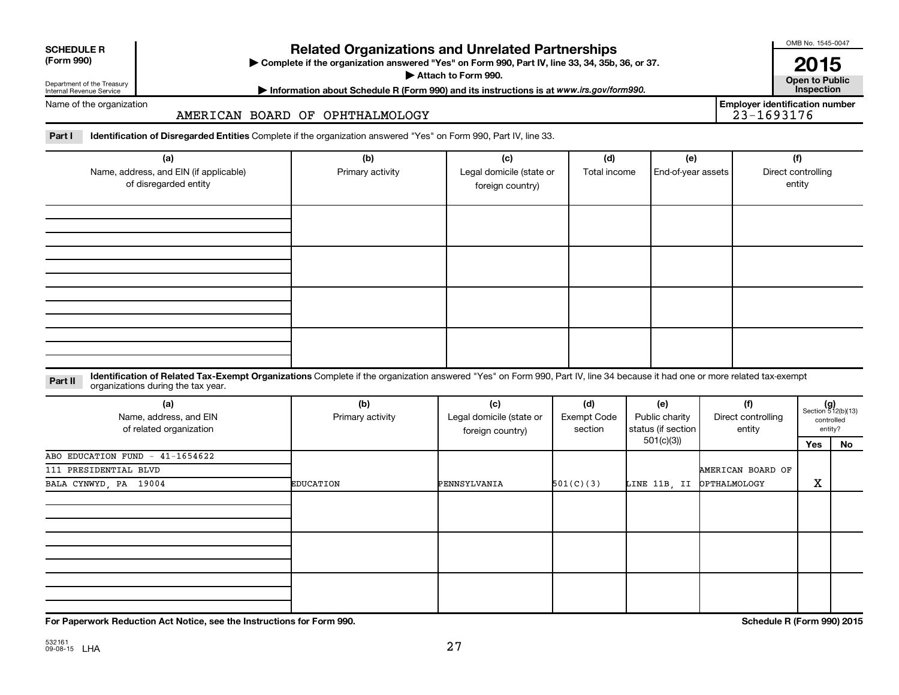**SCHEDULE R (Form 990)**

Department of the Treasury
Internal Revenue Service

# Related Organizations and Unrelated Partnerships

▶ Complete if the organization answered "Yes" on Form 990, Part IV, line 33, 34, 35b, 36, or 37.

▶ Attach to Form 990.

▶ Information about Schedule R (Form 990) and its instructions is at *www.irs.gov/form990.*

OMB No. 1545-0047

**2015**

**Open to Public Inspection**

Name of the organization: AMERICAN BOARD OF OPHTHALMOLOGY

**Employer identification number:** 23-1693176

**Part I** **Identification of Disregarded Entities** Complete if the organization answered "Yes" on Form 990, Part IV, line 33.

| (a) Name, address, and EIN (if applicable) of disregarded entity | (b) Primary activity | (c) Legal domicile (state or foreign country) | (d) Total income | (e) End-of-year assets | (f) Direct controlling entity |
|---|---|---|---|---|---|
| | | | | | |
| | | | | | |
| | | | | | |
| | | | | | |

**Part II** **Identification of Related Tax-Exempt Organizations** Complete if the organization answered "Yes" on Form 990, Part IV, line 34 because it had one or more related tax-exempt organizations during the tax year.

| (a) Name, address, and EIN of related organization | (b) Primary activity | (c) Legal domicile (state or foreign country) | (d) Exempt Code section | (e) Public charity status (if section 501(c)(3)) | (f) Direct controlling entity | (g) Section 512(b)(13) controlled entity? Yes | No |
|---|---|---|---|---|---|---|---|
| ABO EDUCATION FUND - 41-1654622<br>111 PRESIDENTIAL BLVD<br>BALA CYNWYD, PA 19004 | EDUCATION | PENNSYLVANIA | 501(C)(3) | LINE 11B, II | AMERICAN BOARD OF OPTHALMOLOGY | X | |
| | | | | | | | |
| | | | | | | | |
| | | | | | | | |

**For Paperwork Reduction Act Notice, see the Instructions for Form 990.** **Schedule R (Form 990) 2015**

532161 09-08-15 LHA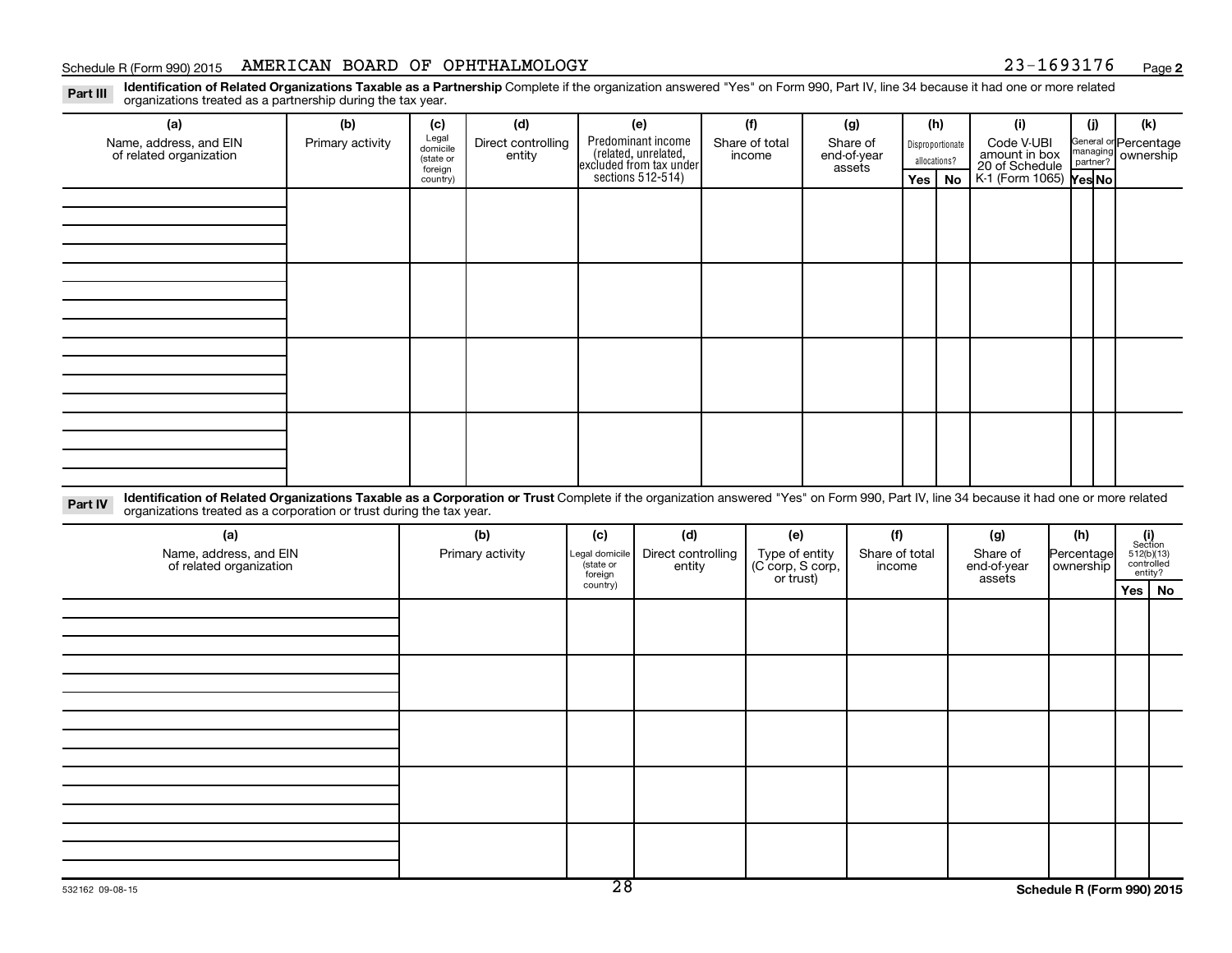Schedule R (Form 990) 2015 AMERICAN BOARD OF OPHTHALMOLOGY 23-1693176 Page **2**

**Part III** **Identification of Related Organizations Taxable as a Partnership** Complete if the organization answered "Yes" on Form 990, Part IV, line 34 because it had one or more related organizations treated as a partnership during the tax year.

| (a) Name, address, and EIN of related organization | (b) Primary activity | (c) Legal domicile (state or foreign country) | (d) Direct controlling entity | (e) Predominant income (related, unrelated, excluded from tax under sections 512-514) | (f) Share of total income | (g) Share of end-of-year assets | (h) Disproportionate allocations? Yes | No | (i) Code V-UBI amount in box 20 of Schedule K-1 (Form 1065) | (j) General or managing partner? Yes | No | (k) Percentage ownership |
|---|---|---|---|---|---|---|---|---|---|---|---|---|
| | | | | | | | | | | | | |
| | | | | | | | | | | | | |
| | | | | | | | | | | | | |
| | | | | | | | | | | | | |

**Part IV** **Identification of Related Organizations Taxable as a Corporation or Trust** Complete if the organization answered "Yes" on Form 990, Part IV, line 34 because it had one or more related organizations treated as a corporation or trust during the tax year.

| (a) Name, address, and EIN of related organization | (b) Primary activity | (c) Legal domicile (state or foreign country) | (d) Direct controlling entity | (e) Type of entity (C corp, S corp, or trust) | (f) Share of total income | (g) Share of end-of-year assets | (h) Percentage ownership | (i) Section 512(b)(13) controlled entity? Yes | No |
|---|---|---|---|---|---|---|---|---|---|
| | | | | | | | | | |
| | | | | | | | | | |
| | | | | | | | | | |
| | | | | | | | | | |
| | | | | | | | | | |

532162 09-08-15

**Schedule R (Form 990) 2015**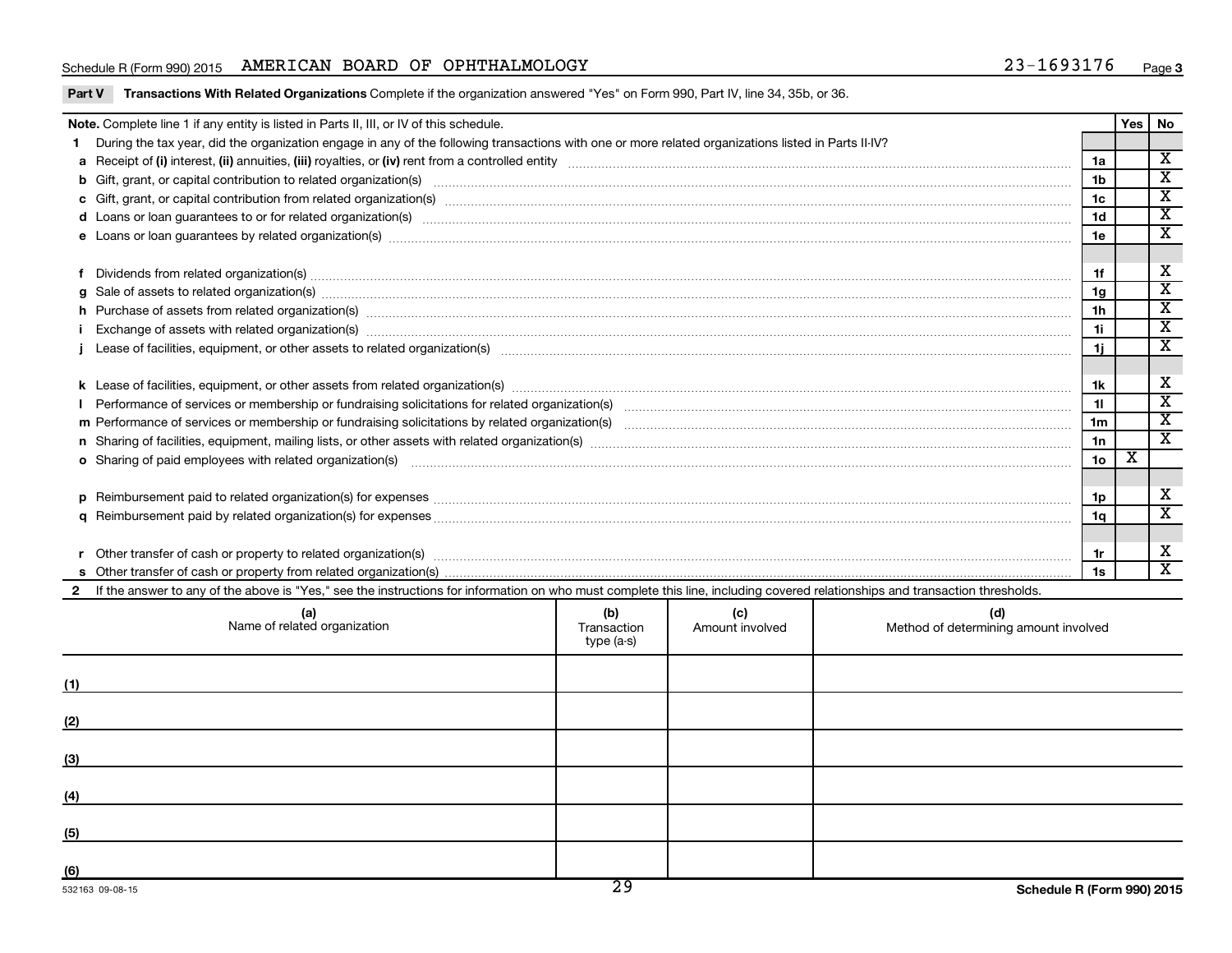Schedule R (Form 990) 2015 AMERICAN BOARD OF OPHTHALMOLOGY 23-1693176 Page 3

**Part V Transactions With Related Organizations** Complete if the organization answered "Yes" on Form 990, Part IV, line 34, 35b, or 36.

| **Note.** Complete line 1 if any entity is listed in Parts II, III, or IV of this schedule. | | Yes | No |
|---|---|---|---|
| **1** During the tax year, did the organization engage in any of the following transactions with one or more related organizations listed in Parts II-IV? | | | |
| **a** Receipt of **(i)** interest, **(ii)** annuities, **(iii)** royalties, or **(iv)** rent from a controlled entity | 1a | | X |
| **b** Gift, grant, or capital contribution to related organization(s) | 1b | | X |
| **c** Gift, grant, or capital contribution from related organization(s) | 1c | | X |
| **d** Loans or loan guarantees to or for related organization(s) | 1d | | X |
| **e** Loans or loan guarantees by related organization(s) | 1e | | X |
| **f** Dividends from related organization(s) | 1f | | X |
| **g** Sale of assets to related organization(s) | 1g | | X |
| **h** Purchase of assets from related organization(s) | 1h | | X |
| **i** Exchange of assets with related organization(s) | 1i | | X |
| **j** Lease of facilities, equipment, or other assets to related organization(s) | 1j | | X |
| **k** Lease of facilities, equipment, or other assets from related organization(s) | 1k | | X |
| **l** Performance of services or membership or fundraising solicitations for related organization(s) | 1l | | X |
| **m** Performance of services or membership or fundraising solicitations by related organization(s) | 1m | | X |
| **n** Sharing of facilities, equipment, mailing lists, or other assets with related organization(s) | 1n | | X |
| **o** Sharing of paid employees with related organization(s) | 1o | X | |
| **p** Reimbursement paid to related organization(s) for expenses | 1p | | X |
| **q** Reimbursement paid by related organization(s) for expenses | 1q | | X |
| **r** Other transfer of cash or property to related organization(s) | 1r | | X |
| **s** Other transfer of cash or property from related organization(s) | 1s | | X |

**2** If the answer to any of the above is "Yes," see the instructions for information on who must complete this line, including covered relationships and transaction thresholds.

| (a) Name of related organization | (b) Transaction type (a-s) | (c) Amount involved | (d) Method of determining amount involved |
|---|---|---|---|
| (1) | | | |
| (2) | | | |
| (3) | | | |
| (4) | | | |
| (5) | | | |
| (6) | | | |

532163 09-08-15 Schedule R (Form 990) 2015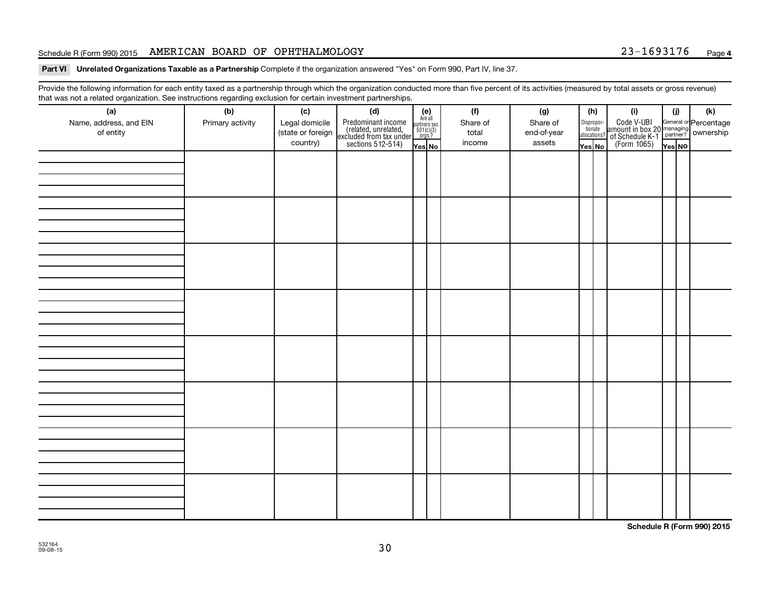Schedule R (Form 990) 2015 AMERICAN BOARD OF OPHTHALMOLOGY 23-1693176 Page 4

**Part VI Unrelated Organizations Taxable as a Partnership** Complete if the organization answered "Yes" on Form 990, Part IV, line 37.

Provide the following information for each entity taxed as a partnership through which the organization conducted more than five percent of its activities (measured by total assets or gross revenue) that was not a related organization. See instructions regarding exclusion for certain investment partnerships.

| (a) Name, address, and EIN of entity | (b) Primary activity | (c) Legal domicile (state or foreign country) | (d) Predominant income (related, unrelated, excluded from tax under sections 512-514) | (e) Are all partners sec. 501(c)(3) orgs.? | | (f) Share of total income | (g) Share of end-of-year assets | (h) Disproportionate allocations? | | (i) Code V-UBI amount in box 20 of Schedule K-1 (Form 1065) | (j) General or managing partner? | | (k) Percentage ownership |
|---|---|---|---|---|---|---|---|---|---|---|---|---|---|
| | | | | Yes | No | | | Yes | No | | Yes | No | |
| | | | | | | | | | | | | | |
| | | | | | | | | | | | | | |
| | | | | | | | | | | | | | |
| | | | | | | | | | | | | | |
| | | | | | | | | | | | | | |
| | | | | | | | | | | | | | |
| | | | | | | | | | | | | | |
| | | | | | | | | | | | | | |

Schedule R (Form 990) 2015

532164
09-08-15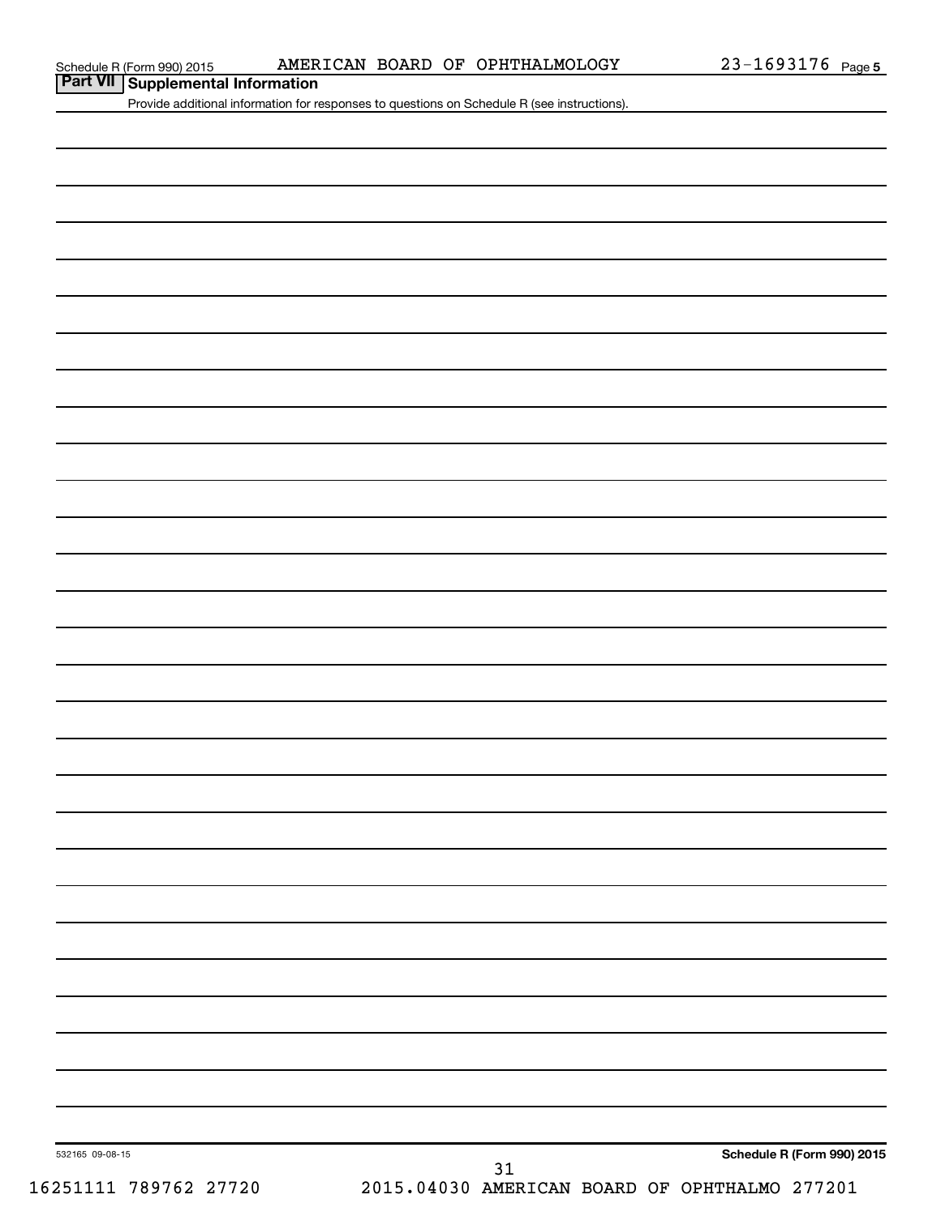## Part VII Supplemental Information

Provide additional information for responses to questions on Schedule R (see instructions).